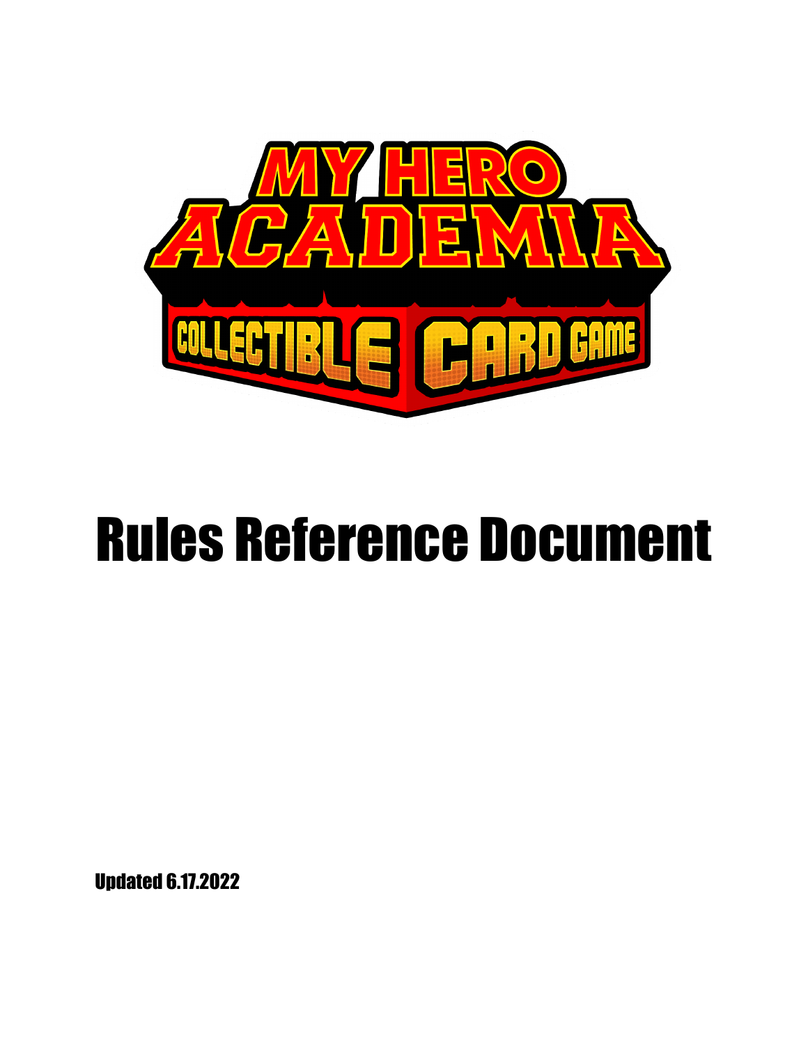# MY HERO ACADEMIA COLLECTIBLE CARD GAME

# Rules Reference Document

Updated 6.17.2022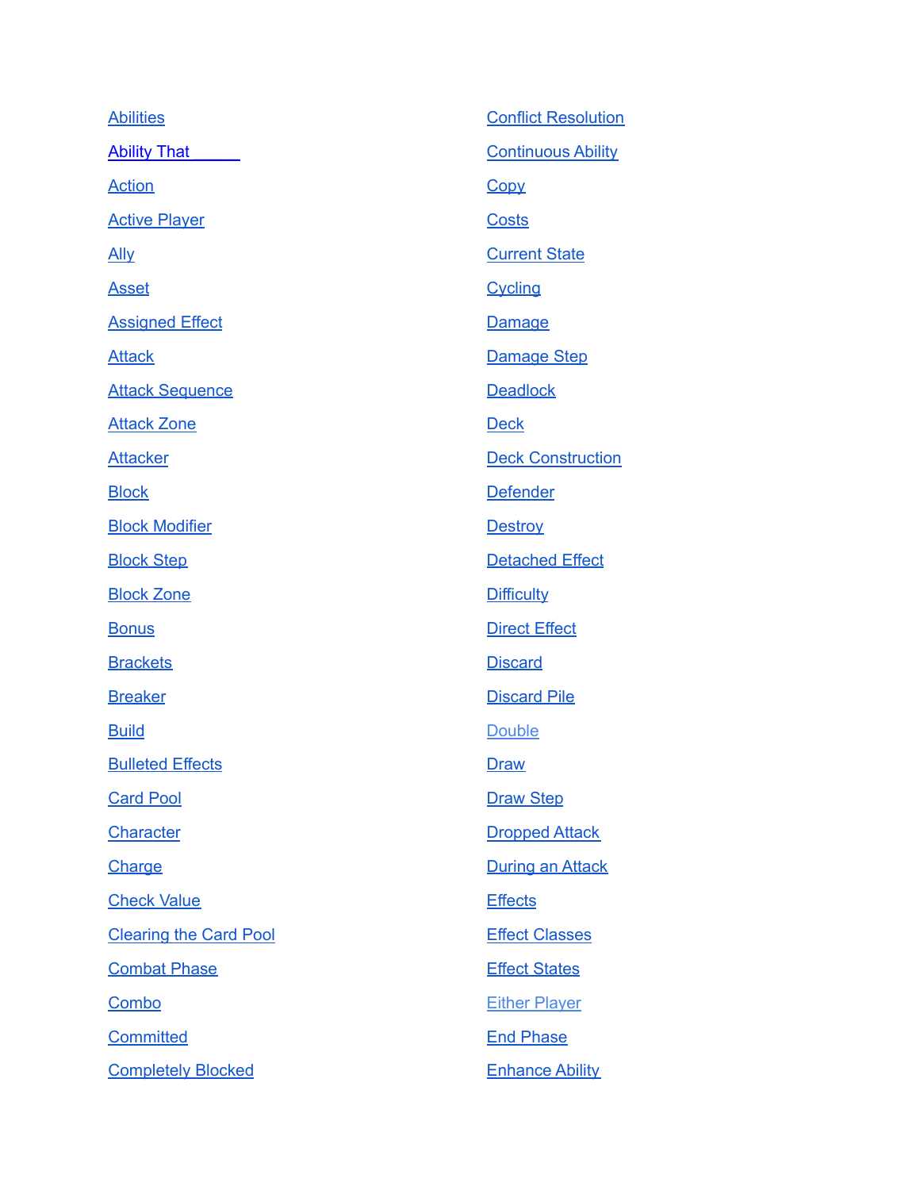- Abilities
- Ability That ______
- Action
- Active Player
- Ally
- Asset
- Assigned Effect
- Attack
- Attack Sequence
- Attack Zone
- Attacker
- Block
- Block Modifier
- Block Step
- Block Zone
- Bonus
- Brackets
- Breaker
- Build
- Bulleted Effects
- Card Pool
- Character
- Charge
- Check Value
- Clearing the Card Pool
- Combat Phase
- Combo
- Committed
- Completely Blocked
- Conflict Resolution
- Continuous Ability
- Copy
- Costs
- Current State
- Cycling
- Damage
- Damage Step
- Deadlock
- Deck
- Deck Construction
- Defender
- Destroy
- Detached Effect
- Difficulty
- Direct Effect
- Discard
- Discard Pile
- Double
- Draw
- Draw Step
- Dropped Attack
- During an Attack
- Effects
- Effect Classes
- Effect States
- Either Player
- End Phase
- Enhance Ability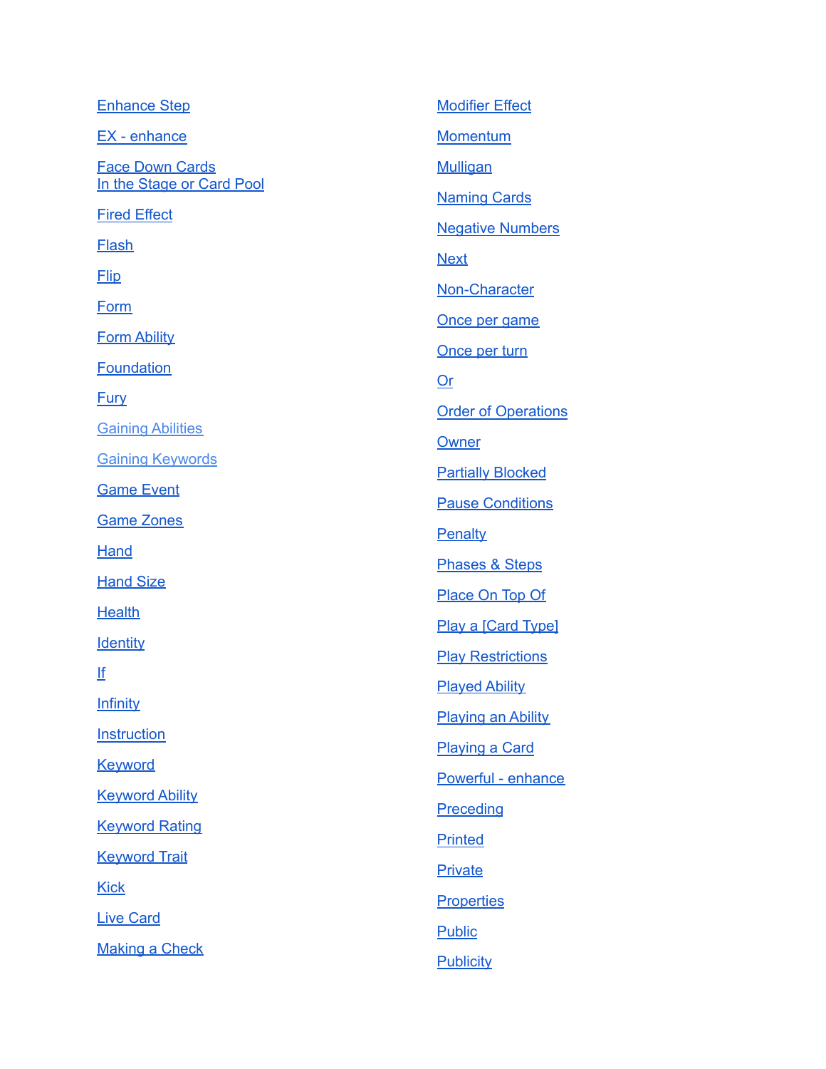Enhance Step

EX - enhance

Face Down Cards
In the Stage or Card Pool

Fired Effect

Flash

Flip

Form

Form Ability

Foundation

Fury

Gaining Abilities

Gaining Keywords

Game Event

Game Zones

Hand

Hand Size

Health

Identity

If

Infinity

Instruction

Keyword

Keyword Ability

Keyword Rating

Keyword Trait

Kick

Live Card

Making a Check

Modifier Effect

Momentum

Mulligan

Naming Cards

Negative Numbers

Next

Non-Character

Once per game

Once per turn

Or

Order of Operations

Owner

Partially Blocked

Pause Conditions

Penalty

Phases & Steps

Place On Top Of

Play a [Card Type]

Play Restrictions

Played Ability

Playing an Ability

Playing a Card

Powerful - enhance

Preceding

Printed

Private

Properties

Public

Publicity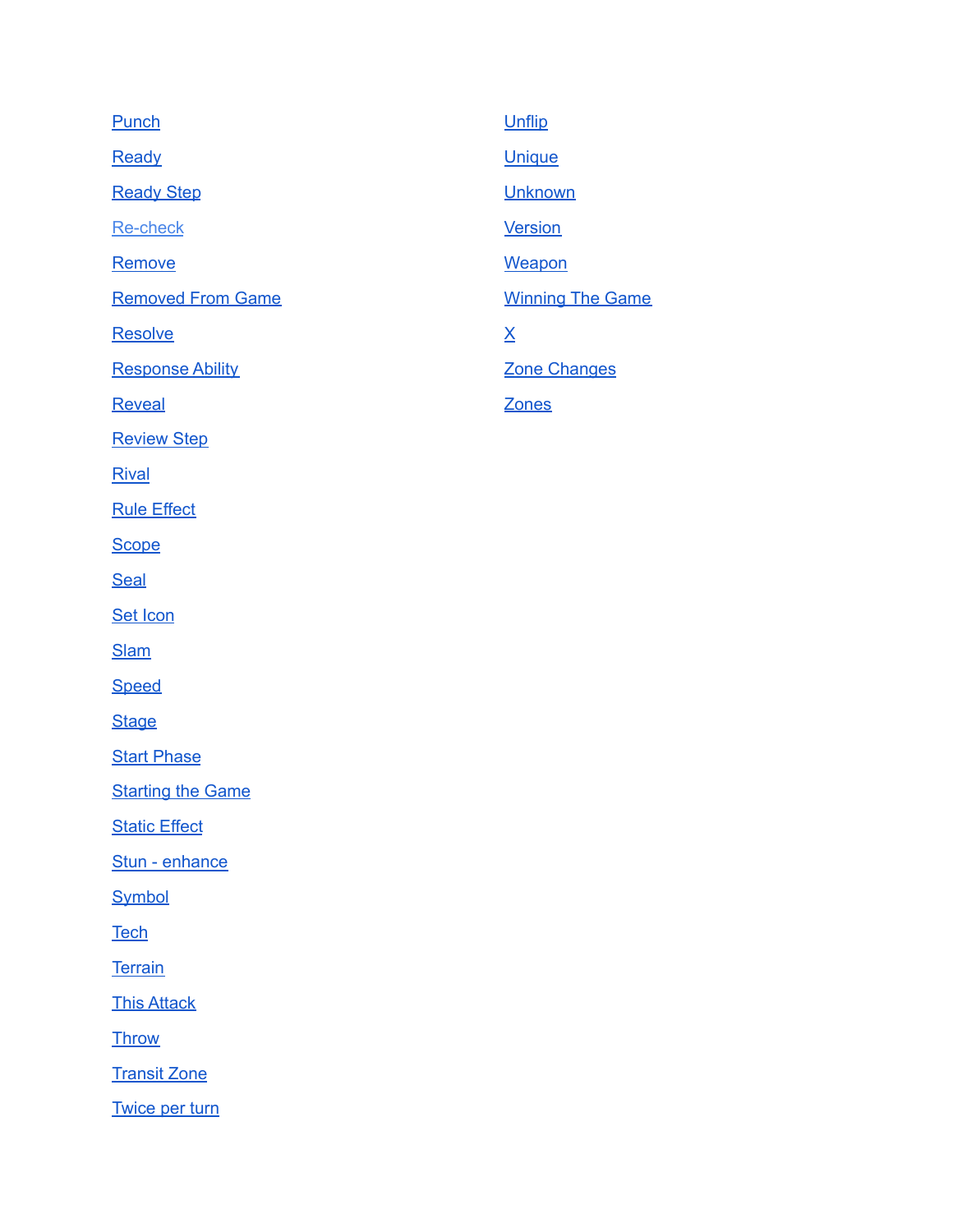- Punch
- Ready
- Ready Step
- Re-check
- Remove
- Removed From Game
- Resolve
- Response Ability
- Reveal
- Review Step
- Rival
- Rule Effect
- Scope
- Seal
- Set Icon
- Slam
- Speed
- Stage
- Start Phase
- Starting the Game
- Static Effect
- Stun - enhance
- Symbol
- Tech
- Terrain
- This Attack
- Throw
- Transit Zone
- Twice per turn
- Unflip
- Unique
- Unknown
- Version
- Weapon
- Winning The Game
- X
- Zone Changes
- Zones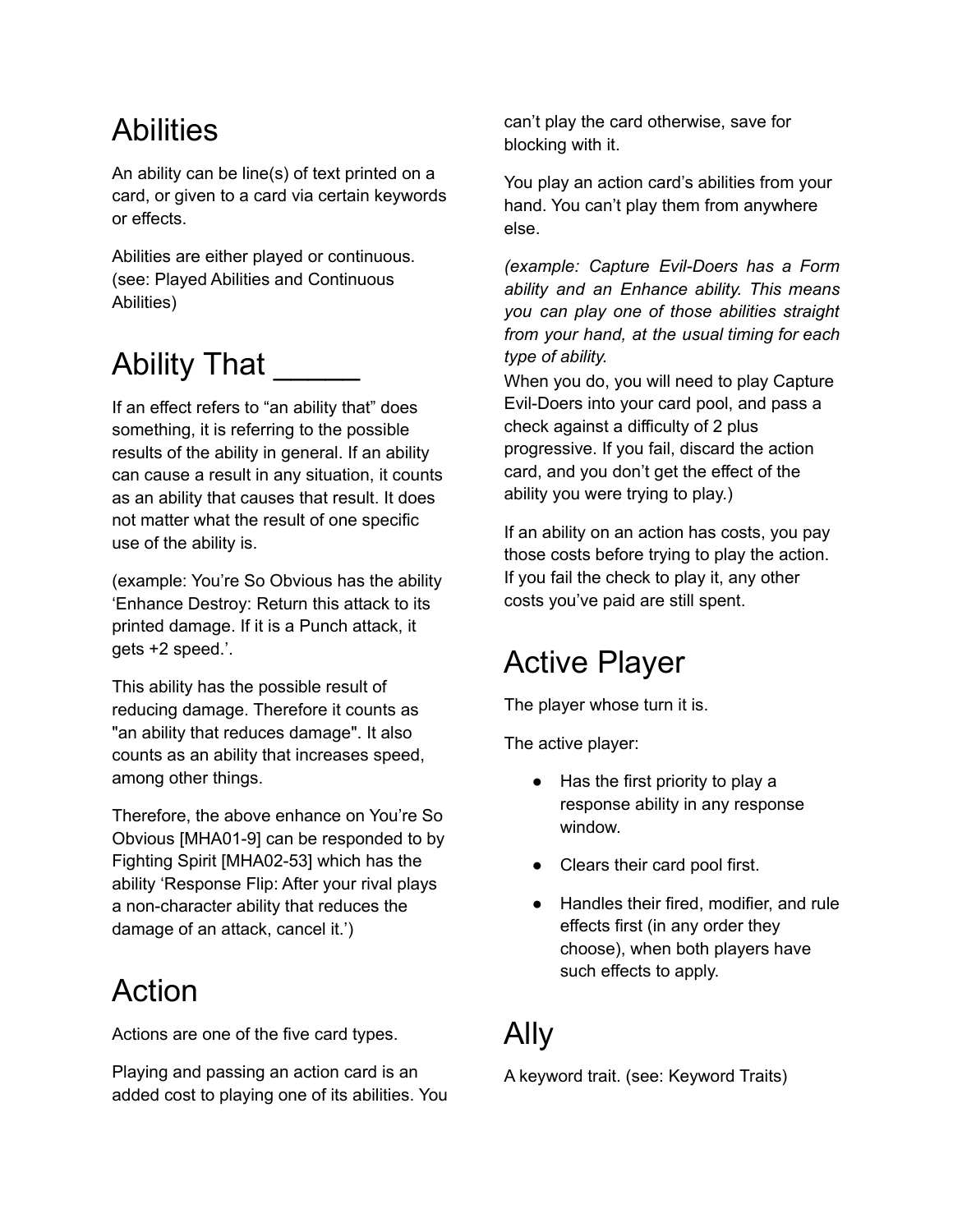# Abilities

An ability can be line(s) of text printed on a card, or given to a card via certain keywords or effects.

Abilities are either played or continuous. (see: Played Abilities and Continuous Abilities)

# Ability That _____

If an effect refers to "an ability that" does something, it is referring to the possible results of the ability in general. If an ability can cause a result in any situation, it counts as an ability that causes that result. It does not matter what the result of one specific use of the ability is.

(example: You're So Obvious has the ability 'Enhance Destroy: Return this attack to its printed damage. If it is a Punch attack, it gets +2 speed.'.

This ability has the possible result of reducing damage. Therefore it counts as "an ability that reduces damage". It also counts as an ability that increases speed, among other things.

Therefore, the above enhance on You're So Obvious [MHA01-9] can be responded to by Fighting Spirit [MHA02-53] which has the ability 'Response Flip: After your rival plays a non-character ability that reduces the damage of an attack, cancel it.')

# Action

Actions are one of the five card types.

Playing and passing an action card is an added cost to playing one of its abilities. You can't play the card otherwise, save for blocking with it.

You play an action card's abilities from your hand. You can't play them from anywhere else.

*(example: Capture Evil-Doers has a Form ability and an Enhance ability. This means you can play one of those abilities straight from your hand, at the usual timing for each type of ability.*
When you do, you will need to play Capture Evil-Doers into your card pool, and pass a check against a difficulty of 2 plus progressive. If you fail, discard the action card, and you don't get the effect of the ability you were trying to play.)

If an ability on an action has costs, you pay those costs before trying to play the action. If you fail the check to play it, any other costs you've paid are still spent.

# Active Player

The player whose turn it is.

The active player:

- Has the first priority to play a response ability in any response window.
- Clears their card pool first.
- Handles their fired, modifier, and rule effects first (in any order they choose), when both players have such effects to apply.

# Ally

A keyword trait. (see: Keyword Traits)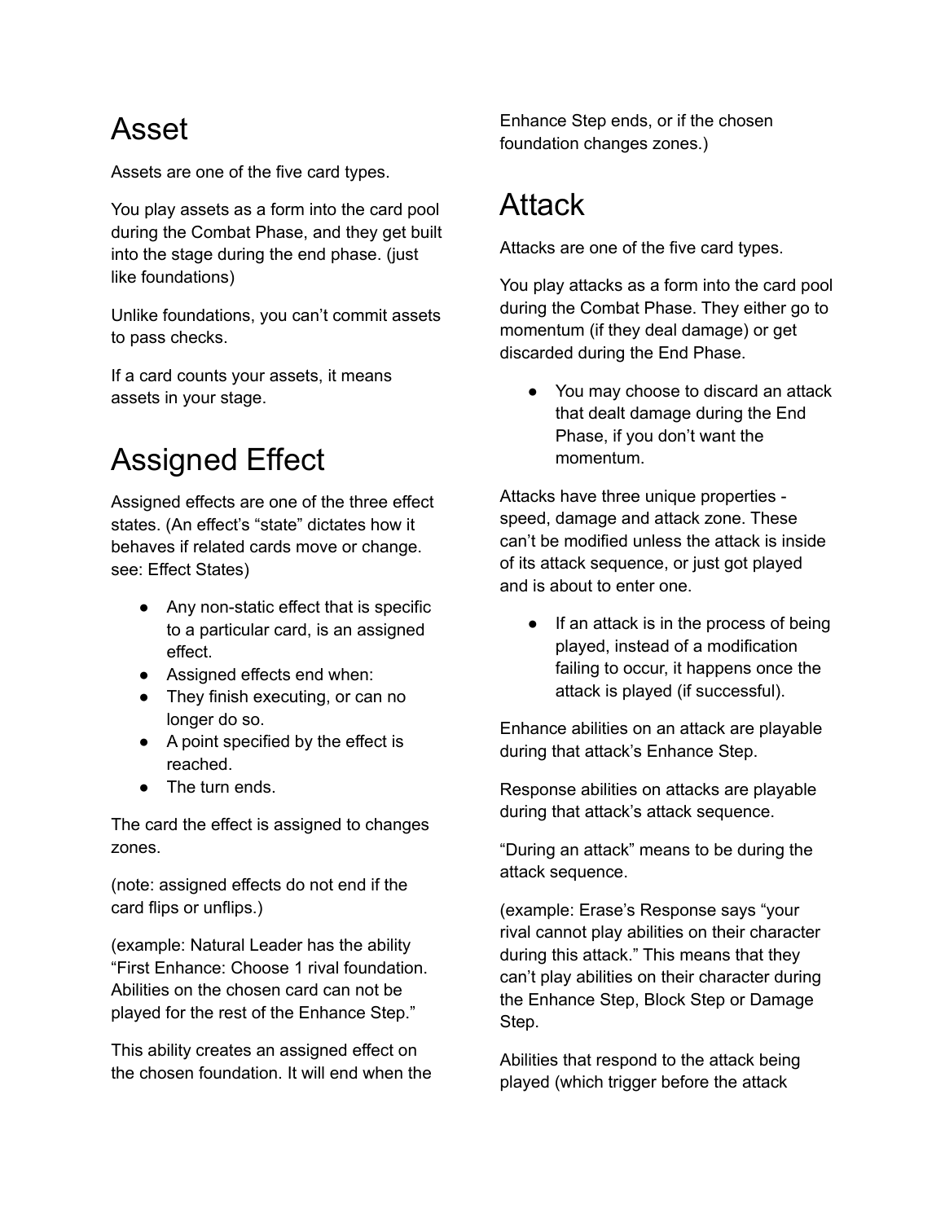# Asset

Assets are one of the five card types.

You play assets as a form into the card pool during the Combat Phase, and they get built into the stage during the end phase. (just like foundations)

Unlike foundations, you can't commit assets to pass checks.

If a card counts your assets, it means assets in your stage.

# Assigned Effect

Assigned effects are one of the three effect states. (An effect's "state" dictates how it behaves if related cards move or change. see: Effect States)

- Any non-static effect that is specific to a particular card, is an assigned effect.
- Assigned effects end when:
- They finish executing, or can no longer do so.
- A point specified by the effect is reached.
- The turn ends.

The card the effect is assigned to changes zones.

(note: assigned effects do not end if the card flips or unflips.)

(example: Natural Leader has the ability "First Enhance: Choose 1 rival foundation. Abilities on the chosen card can not be played for the rest of the Enhance Step."

This ability creates an assigned effect on the chosen foundation. It will end when the Enhance Step ends, or if the chosen foundation changes zones.)

# Attack

Attacks are one of the five card types.

You play attacks as a form into the card pool during the Combat Phase. They either go to momentum (if they deal damage) or get discarded during the End Phase.

- You may choose to discard an attack that dealt damage during the End Phase, if you don't want the momentum.

Attacks have three unique properties - speed, damage and attack zone. These can't be modified unless the attack is inside of its attack sequence, or just got played and is about to enter one.

- If an attack is in the process of being played, instead of a modification failing to occur, it happens once the attack is played (if successful).

Enhance abilities on an attack are playable during that attack's Enhance Step.

Response abilities on attacks are playable during that attack's attack sequence.

"During an attack" means to be during the attack sequence.

(example: Erase's Response says "your rival cannot play abilities on their character during this attack." This means that they can't play abilities on their character during the Enhance Step, Block Step or Damage Step.

Abilities that respond to the attack being played (which trigger before the attack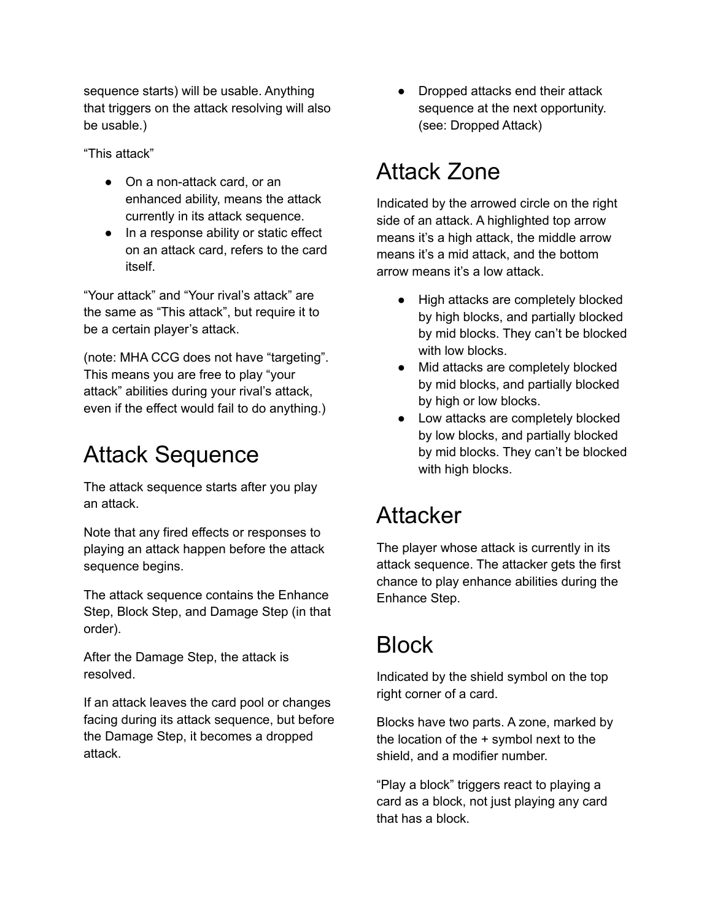sequence starts) will be usable. Anything that triggers on the attack resolving will also be usable.)

“This attack”

- On a non-attack card, or an enhanced ability, means the attack currently in its attack sequence.
- In a response ability or static effect on an attack card, refers to the card itself.

“Your attack” and “Your rival’s attack” are the same as “This attack”, but require it to be a certain player’s attack.

(note: MHA CCG does not have “targeting”. This means you are free to play “your attack” abilities during your rival’s attack, even if the effect would fail to do anything.)

# Attack Sequence

The attack sequence starts after you play an attack.

Note that any fired effects or responses to playing an attack happen before the attack sequence begins.

The attack sequence contains the Enhance Step, Block Step, and Damage Step (in that order).

After the Damage Step, the attack is resolved.

If an attack leaves the card pool or changes facing during its attack sequence, but before the Damage Step, it becomes a dropped attack.

- Dropped attacks end their attack sequence at the next opportunity. (see: Dropped Attack)

# Attack Zone

Indicated by the arrowed circle on the right side of an attack. A highlighted top arrow means it’s a high attack, the middle arrow means it’s a mid attack, and the bottom arrow means it’s a low attack.

- High attacks are completely blocked by high blocks, and partially blocked by mid blocks. They can’t be blocked with low blocks.
- Mid attacks are completely blocked by mid blocks, and partially blocked by high or low blocks.
- Low attacks are completely blocked by low blocks, and partially blocked by mid blocks. They can’t be blocked with high blocks.

# Attacker

The player whose attack is currently in its attack sequence. The attacker gets the first chance to play enhance abilities during the Enhance Step.

# Block

Indicated by the shield symbol on the top right corner of a card.

Blocks have two parts. A zone, marked by the location of the + symbol next to the shield, and a modifier number.

“Play a block” triggers react to playing a card as a block, not just playing any card that has a block.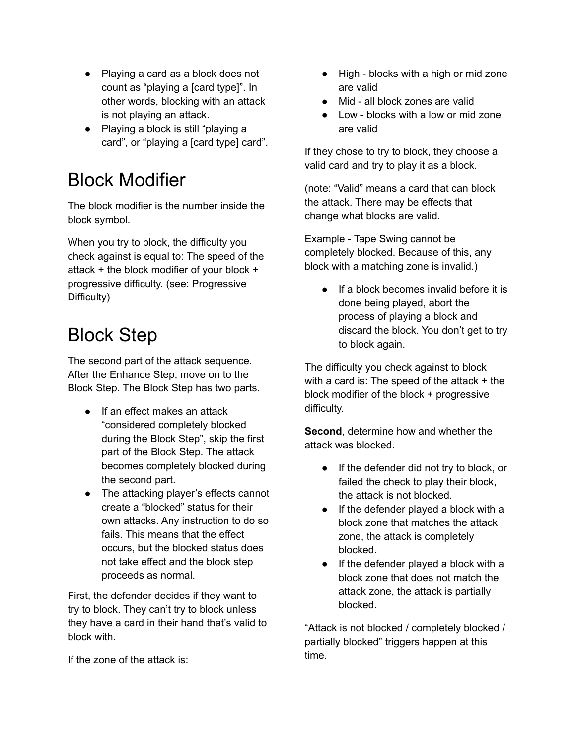- Playing a card as a block does not count as "playing a [card type]". In other words, blocking with an attack is not playing an attack.
- Playing a block is still "playing a card", or "playing a [card type] card".

# Block Modifier

The block modifier is the number inside the block symbol.

When you try to block, the difficulty you check against is equal to: The speed of the attack + the block modifier of your block + progressive difficulty. (see: Progressive Difficulty)

# Block Step

The second part of the attack sequence. After the Enhance Step, move on to the Block Step. The Block Step has two parts.

- If an effect makes an attack "considered completely blocked during the Block Step", skip the first part of the Block Step. The attack becomes completely blocked during the second part.
- The attacking player's effects cannot create a "blocked" status for their own attacks. Any instruction to do so fails. This means that the effect occurs, but the blocked status does not take effect and the block step proceeds as normal.

First, the defender decides if they want to try to block. They can't try to block unless they have a card in their hand that's valid to block with.

If the zone of the attack is:

- High - blocks with a high or mid zone are valid
- Mid - all block zones are valid
- Low - blocks with a low or mid zone are valid

If they chose to try to block, they choose a valid card and try to play it as a block.

(note: "Valid" means a card that can block the attack. There may be effects that change what blocks are valid.

Example - Tape Swing cannot be completely blocked. Because of this, any block with a matching zone is invalid.)

- If a block becomes invalid before it is done being played, abort the process of playing a block and discard the block. You don't get to try to block again.

The difficulty you check against to block with a card is: The speed of the attack + the block modifier of the block + progressive difficulty.

**Second**, determine how and whether the attack was blocked.

- If the defender did not try to block, or failed the check to play their block, the attack is not blocked.
- If the defender played a block with a block zone that matches the attack zone, the attack is completely blocked.
- If the defender played a block with a block zone that does not match the attack zone, the attack is partially blocked.

"Attack is not blocked / completely blocked / partially blocked" triggers happen at this time.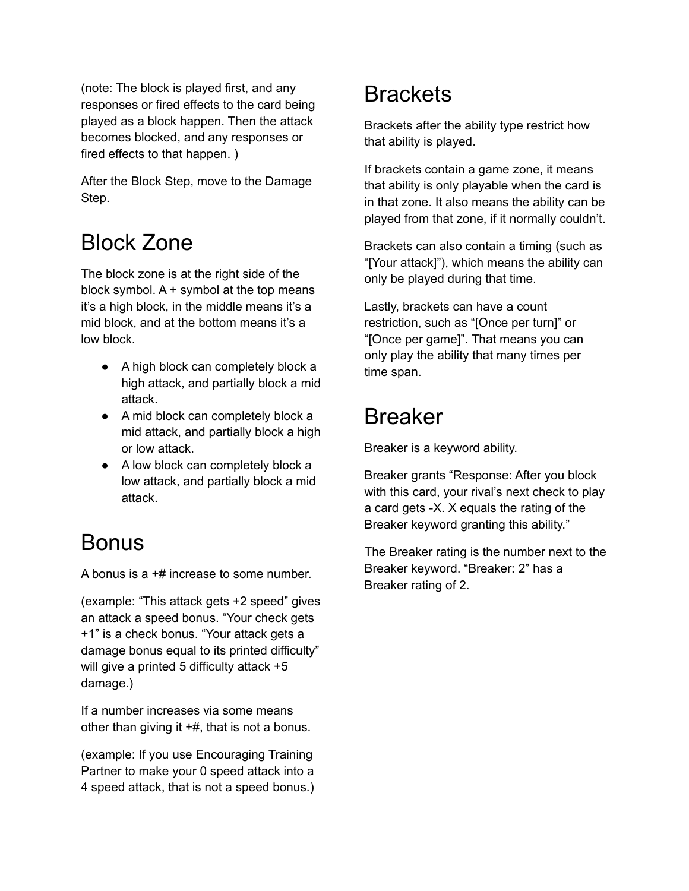(note: The block is played first, and any responses or fired effects to the card being played as a block happen. Then the attack becomes blocked, and any responses or fired effects to that happen. )

After the Block Step, move to the Damage Step.

# Block Zone

The block zone is at the right side of the block symbol. A + symbol at the top means it's a high block, in the middle means it's a mid block, and at the bottom means it's a low block.

- A high block can completely block a high attack, and partially block a mid attack.
- A mid block can completely block a mid attack, and partially block a high or low attack.
- A low block can completely block a low attack, and partially block a mid attack.

# Bonus

A bonus is a +# increase to some number.

(example: "This attack gets +2 speed" gives an attack a speed bonus. "Your check gets +1" is a check bonus. "Your attack gets a damage bonus equal to its printed difficulty" will give a printed 5 difficulty attack +5 damage.)

If a number increases via some means other than giving it +#, that is not a bonus.

(example: If you use Encouraging Training Partner to make your 0 speed attack into a 4 speed attack, that is not a speed bonus.)

# Brackets

Brackets after the ability type restrict how that ability is played.

If brackets contain a game zone, it means that ability is only playable when the card is in that zone. It also means the ability can be played from that zone, if it normally couldn't.

Brackets can also contain a timing (such as "[Your attack]"), which means the ability can only be played during that time.

Lastly, brackets can have a count restriction, such as "[Once per turn]" or "[Once per game]". That means you can only play the ability that many times per time span.

# Breaker

Breaker is a keyword ability.

Breaker grants "Response: After you block with this card, your rival's next check to play a card gets -X. X equals the rating of the Breaker keyword granting this ability."

The Breaker rating is the number next to the Breaker keyword. "Breaker: 2" has a Breaker rating of 2.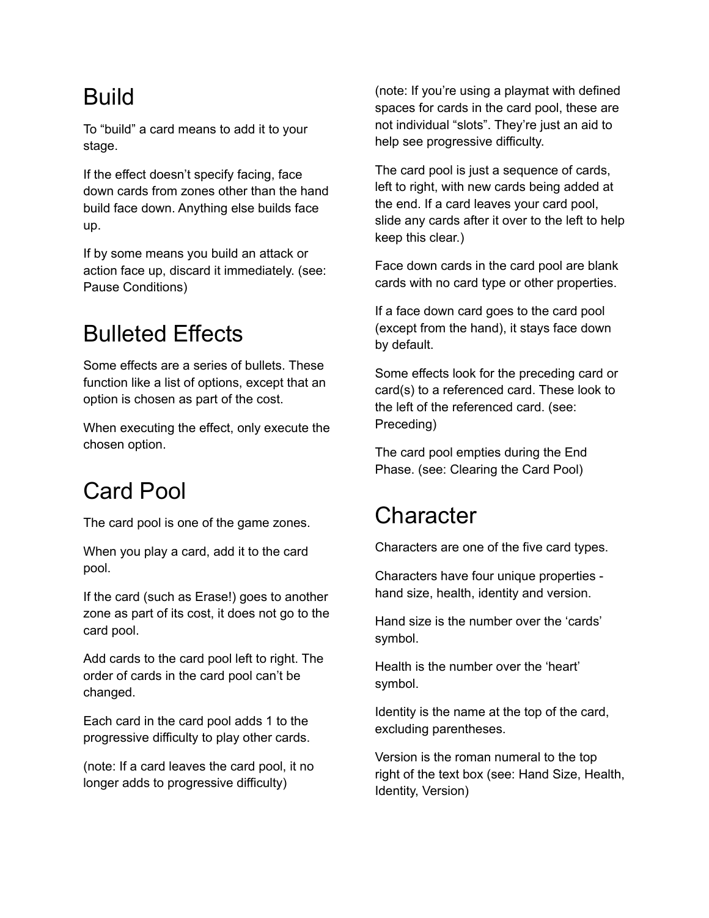# Build

To “build” a card means to add it to your stage.

If the effect doesn’t specify facing, face down cards from zones other than the hand build face down. Anything else builds face up.

If by some means you build an attack or action face up, discard it immediately. (see: Pause Conditions)

# Bulleted Effects

Some effects are a series of bullets. These function like a list of options, except that an option is chosen as part of the cost.

When executing the effect, only execute the chosen option.

# Card Pool

The card pool is one of the game zones.

When you play a card, add it to the card pool.

If the card (such as Erase!) goes to another zone as part of its cost, it does not go to the card pool.

Add cards to the card pool left to right. The order of cards in the card pool can’t be changed.

Each card in the card pool adds 1 to the progressive difficulty to play other cards.

(note: If a card leaves the card pool, it no longer adds to progressive difficulty)

(note: If you’re using a playmat with defined spaces for cards in the card pool, these are not individual “slots”. They’re just an aid to help see progressive difficulty.

The card pool is just a sequence of cards, left to right, with new cards being added at the end. If a card leaves your card pool, slide any cards after it over to the left to help keep this clear.)

Face down cards in the card pool are blank cards with no card type or other properties.

If a face down card goes to the card pool (except from the hand), it stays face down by default.

Some effects look for the preceding card or card(s) to a referenced card. These look to the left of the referenced card. (see: Preceding)

The card pool empties during the End Phase. (see: Clearing the Card Pool)

# Character

Characters are one of the five card types.

Characters have four unique properties - hand size, health, identity and version.

Hand size is the number over the ‘cards’ symbol.

Health is the number over the ‘heart’ symbol.

Identity is the name at the top of the card, excluding parentheses.

Version is the roman numeral to the top right of the text box (see: Hand Size, Health, Identity, Version)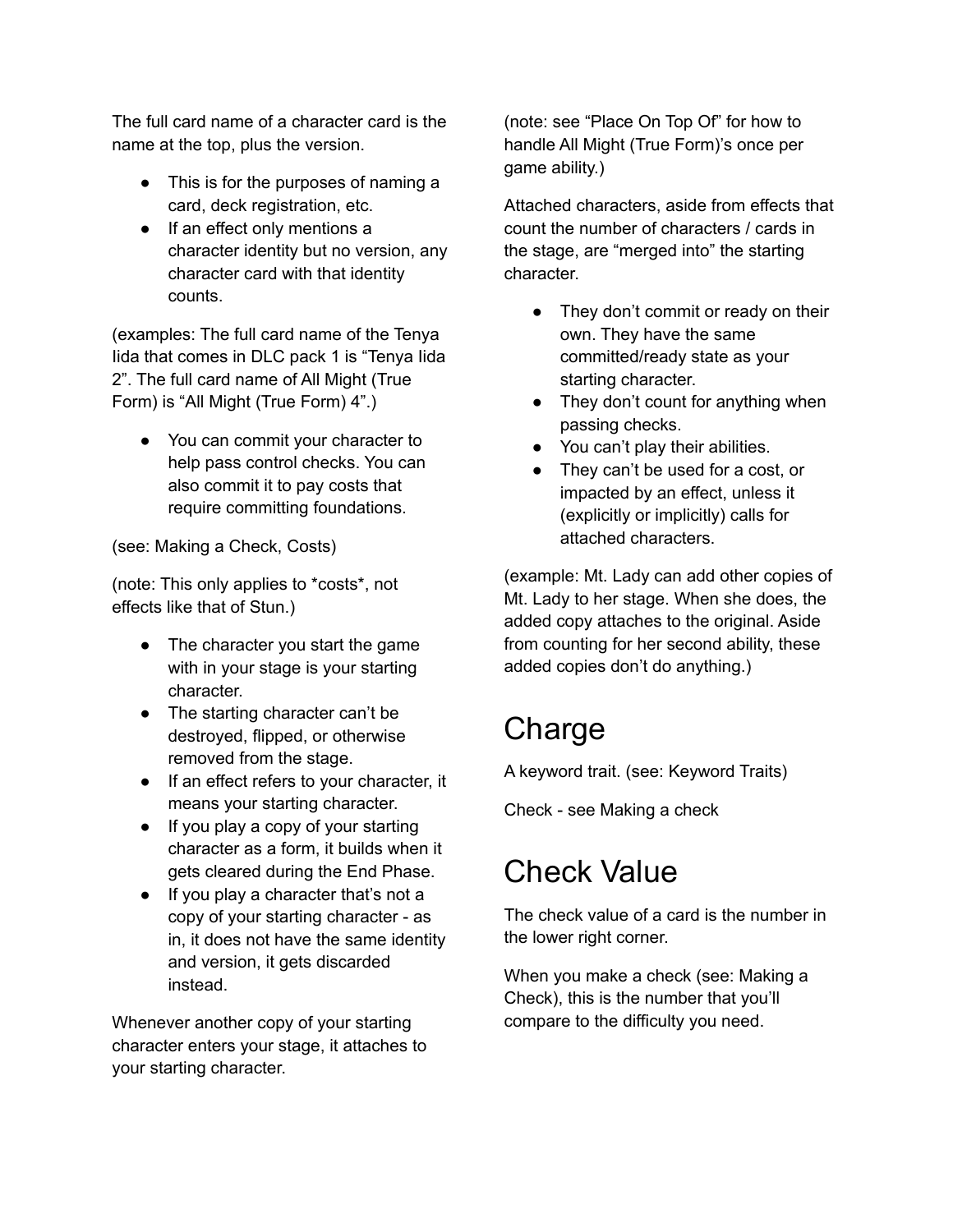The full card name of a character card is the name at the top, plus the version.

- This is for the purposes of naming a card, deck registration, etc.
- If an effect only mentions a character identity but no version, any character card with that identity counts.

(examples: The full card name of the Tenya Iida that comes in DLC pack 1 is "Tenya Iida 2". The full card name of All Might (True Form) is "All Might (True Form) 4".)

- You can commit your character to help pass control checks. You can also commit it to pay costs that require committing foundations.

(see: Making a Check, Costs)

(note: This only applies to *costs*, not effects like that of Stun.)

- The character you start the game with in your stage is your starting character.
- The starting character can't be destroyed, flipped, or otherwise removed from the stage.
- If an effect refers to your character, it means your starting character.
- If you play a copy of your starting character as a form, it builds when it gets cleared during the End Phase.
- If you play a character that's not a copy of your starting character - as in, it does not have the same identity and version, it gets discarded instead.

Whenever another copy of your starting character enters your stage, it attaches to your starting character.

(note: see "Place On Top Of" for how to handle All Might (True Form)'s once per game ability.)

Attached characters, aside from effects that count the number of characters / cards in the stage, are "merged into" the starting character.

- They don't commit or ready on their own. They have the same committed/ready state as your starting character.
- They don't count for anything when passing checks.
- You can't play their abilities.
- They can't be used for a cost, or impacted by an effect, unless it (explicitly or implicitly) calls for attached characters.

(example: Mt. Lady can add other copies of Mt. Lady to her stage. When she does, the added copy attaches to the original. Aside from counting for her second ability, these added copies don't do anything.)

# Charge

A keyword trait. (see: Keyword Traits)

Check - see Making a check

# Check Value

The check value of a card is the number in the lower right corner.

When you make a check (see: Making a Check), this is the number that you'll compare to the difficulty you need.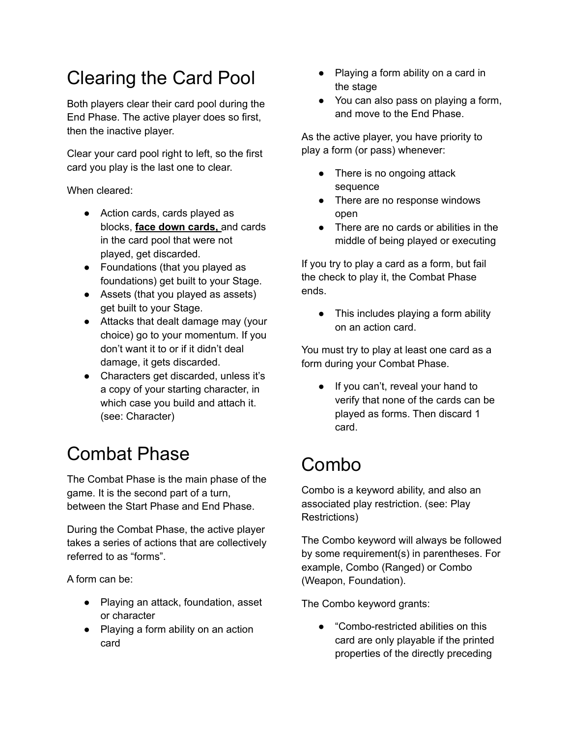# Clearing the Card Pool

Both players clear their card pool during the End Phase. The active player does so first, then the inactive player.

Clear your card pool right to left, so the first card you play is the last one to clear.

When cleared:

- Action cards, cards played as blocks, **face down cards,** and cards in the card pool that were not played, get discarded.
- Foundations (that you played as foundations) get built to your Stage.
- Assets (that you played as assets) get built to your Stage.
- Attacks that dealt damage may (your choice) go to your momentum. If you don't want it to or if it didn't deal damage, it gets discarded.
- Characters get discarded, unless it's a copy of your starting character, in which case you build and attach it. (see: Character)

# Combat Phase

The Combat Phase is the main phase of the game. It is the second part of a turn, between the Start Phase and End Phase.

During the Combat Phase, the active player takes a series of actions that are collectively referred to as "forms".

A form can be:

- Playing an attack, foundation, asset or character
- Playing a form ability on an action card
- Playing a form ability on a card in the stage
- You can also pass on playing a form, and move to the End Phase.

As the active player, you have priority to play a form (or pass) whenever:

- There is no ongoing attack sequence
- There are no response windows open
- There are no cards or abilities in the middle of being played or executing

If you try to play a card as a form, but fail the check to play it, the Combat Phase ends.

- This includes playing a form ability on an action card.

You must try to play at least one card as a form during your Combat Phase.

- If you can't, reveal your hand to verify that none of the cards can be played as forms. Then discard 1 card.

# Combo

Combo is a keyword ability, and also an associated play restriction. (see: Play Restrictions)

The Combo keyword will always be followed by some requirement(s) in parentheses. For example, Combo (Ranged) or Combo (Weapon, Foundation).

The Combo keyword grants:

- "Combo-restricted abilities on this card are only playable if the printed properties of the directly preceding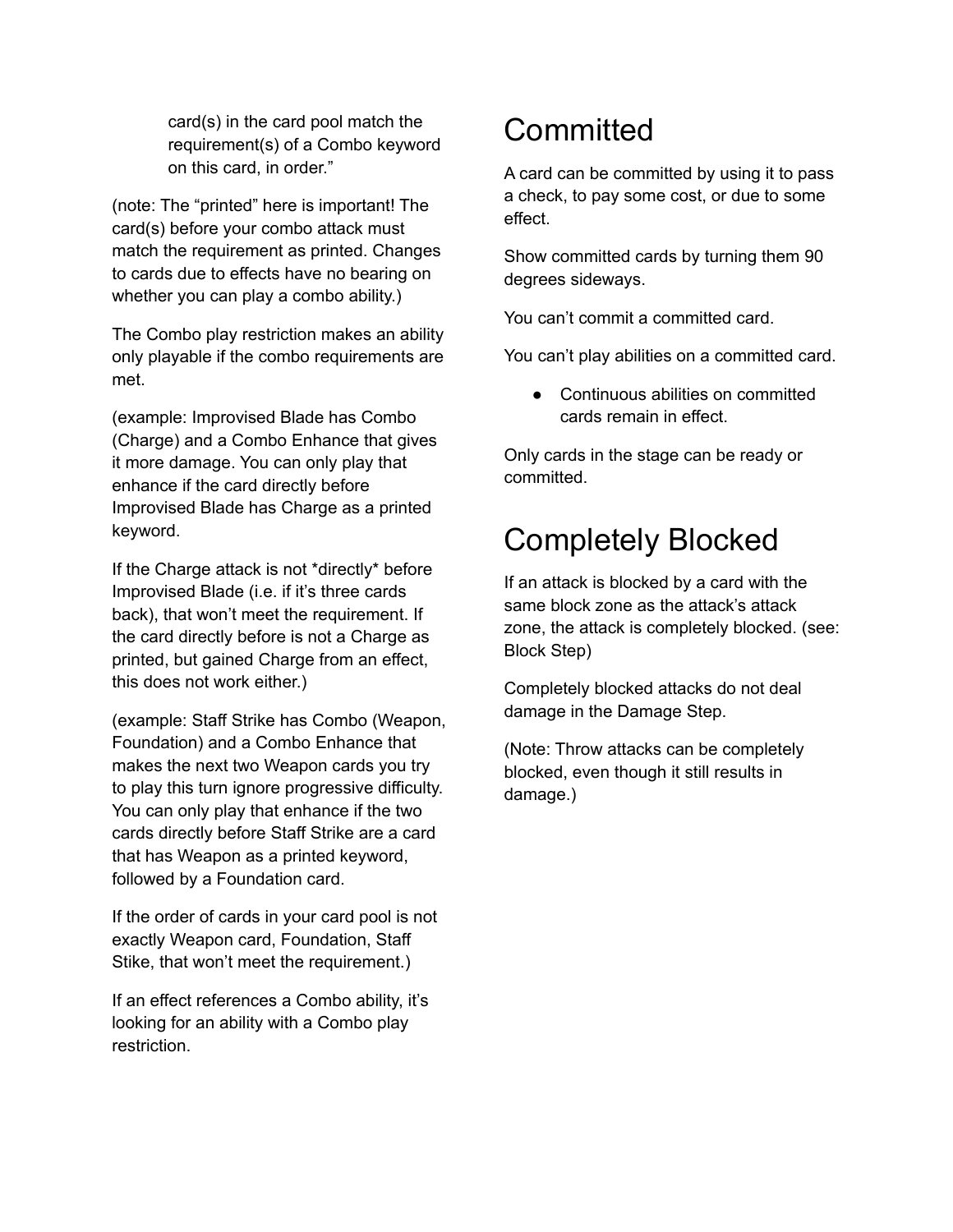card(s) in the card pool match the requirement(s) of a Combo keyword on this card, in order."

(note: The "printed" here is important! The card(s) before your combo attack must match the requirement as printed. Changes to cards due to effects have no bearing on whether you can play a combo ability.)

The Combo play restriction makes an ability only playable if the combo requirements are met.

(example: Improvised Blade has Combo (Charge) and a Combo Enhance that gives it more damage. You can only play that enhance if the card directly before Improvised Blade has Charge as a printed keyword.

If the Charge attack is not *directly* before Improvised Blade (i.e. if it's three cards back), that won't meet the requirement. If the card directly before is not a Charge as printed, but gained Charge from an effect, this does not work either.)

(example: Staff Strike has Combo (Weapon, Foundation) and a Combo Enhance that makes the next two Weapon cards you try to play this turn ignore progressive difficulty. You can only play that enhance if the two cards directly before Staff Strike are a card that has Weapon as a printed keyword, followed by a Foundation card.

If the order of cards in your card pool is not exactly Weapon card, Foundation, Staff Stike, that won't meet the requirement.)

If an effect references a Combo ability, it's looking for an ability with a Combo play restriction.

# Committed

A card can be committed by using it to pass a check, to pay some cost, or due to some effect.

Show committed cards by turning them 90 degrees sideways.

You can't commit a committed card.

You can't play abilities on a committed card.

- Continuous abilities on committed cards remain in effect.

Only cards in the stage can be ready or committed.

# Completely Blocked

If an attack is blocked by a card with the same block zone as the attack's attack zone, the attack is completely blocked. (see: Block Step)

Completely blocked attacks do not deal damage in the Damage Step.

(Note: Throw attacks can be completely blocked, even though it still results in damage.)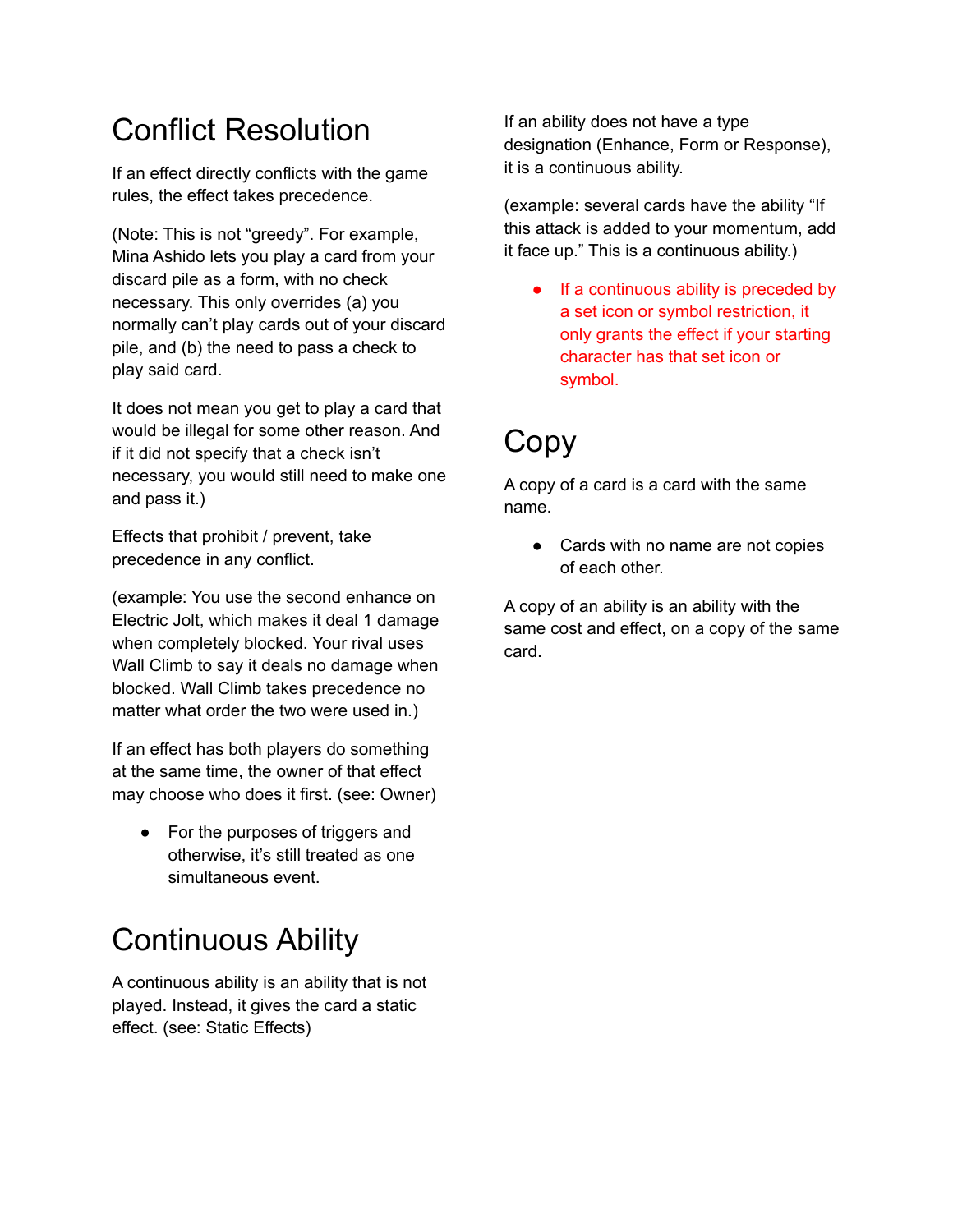# Conflict Resolution

If an effect directly conflicts with the game rules, the effect takes precedence.

(Note: This is not "greedy". For example, Mina Ashido lets you play a card from your discard pile as a form, with no check necessary. This only overrides (a) you normally can't play cards out of your discard pile, and (b) the need to pass a check to play said card.

It does not mean you get to play a card that would be illegal for some other reason. And if it did not specify that a check isn't necessary, you would still need to make one and pass it.)

Effects that prohibit / prevent, take precedence in any conflict.

(example: You use the second enhance on Electric Jolt, which makes it deal 1 damage when completely blocked. Your rival uses Wall Climb to say it deals no damage when blocked. Wall Climb takes precedence no matter what order the two were used in.)

If an effect has both players do something at the same time, the owner of that effect may choose who does it first. (see: Owner)

- For the purposes of triggers and otherwise, it's still treated as one simultaneous event.

# Continuous Ability

A continuous ability is an ability that is not played. Instead, it gives the card a static effect. (see: Static Effects)

If an ability does not have a type designation (Enhance, Form or Response), it is a continuous ability.

(example: several cards have the ability "If this attack is added to your momentum, add it face up." This is a continuous ability.)

- If a continuous ability is preceded by a set icon or symbol restriction, it only grants the effect if your starting character has that set icon or symbol.

# Copy

A copy of a card is a card with the same name.

- Cards with no name are not copies of each other.

A copy of an ability is an ability with the same cost and effect, on a copy of the same card.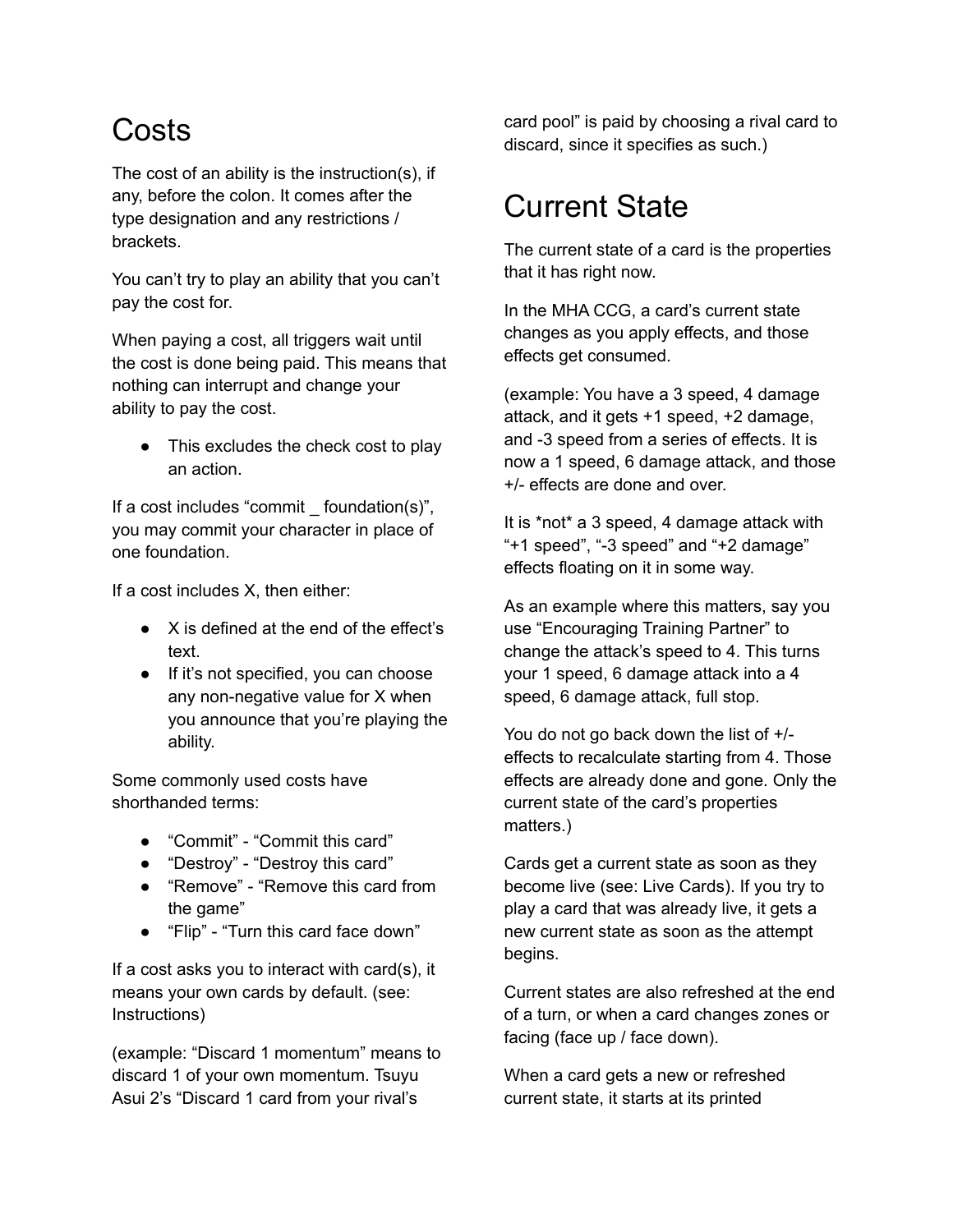# Costs

The cost of an ability is the instruction(s), if any, before the colon. It comes after the type designation and any restrictions / brackets.

You can't try to play an ability that you can't pay the cost for.

When paying a cost, all triggers wait until the cost is done being paid. This means that nothing can interrupt and change your ability to pay the cost.

- This excludes the check cost to play an action.

If a cost includes "commit _ foundation(s)", you may commit your character in place of one foundation.

If a cost includes X, then either:

- X is defined at the end of the effect's text.
- If it's not specified, you can choose any non-negative value for X when you announce that you're playing the ability.

Some commonly used costs have shorthanded terms:

- "Commit" - "Commit this card"
- "Destroy" - "Destroy this card"
- "Remove" - "Remove this card from the game"
- "Flip" - "Turn this card face down"

If a cost asks you to interact with card(s), it means your own cards by default. (see: Instructions)

(example: "Discard 1 momentum" means to discard 1 of your own momentum. Tsuyu Asui 2's "Discard 1 card from your rival's card pool" is paid by choosing a rival card to discard, since it specifies as such.)

# Current State

The current state of a card is the properties that it has right now.

In the MHA CCG, a card's current state changes as you apply effects, and those effects get consumed.

(example: You have a 3 speed, 4 damage attack, and it gets +1 speed, +2 damage, and -3 speed from a series of effects. It is now a 1 speed, 6 damage attack, and those +/- effects are done and over.

It is *not* a 3 speed, 4 damage attack with "+1 speed", "-3 speed" and "+2 damage" effects floating on it in some way.

As an example where this matters, say you use "Encouraging Training Partner" to change the attack's speed to 4. This turns your 1 speed, 6 damage attack into a 4 speed, 6 damage attack, full stop.

You do not go back down the list of +/- effects to recalculate starting from 4. Those effects are already done and gone. Only the current state of the card's properties matters.)

Cards get a current state as soon as they become live (see: Live Cards). If you try to play a card that was already live, it gets a new current state as soon as the attempt begins.

Current states are also refreshed at the end of a turn, or when a card changes zones or facing (face up / face down).

When a card gets a new or refreshed current state, it starts at its printed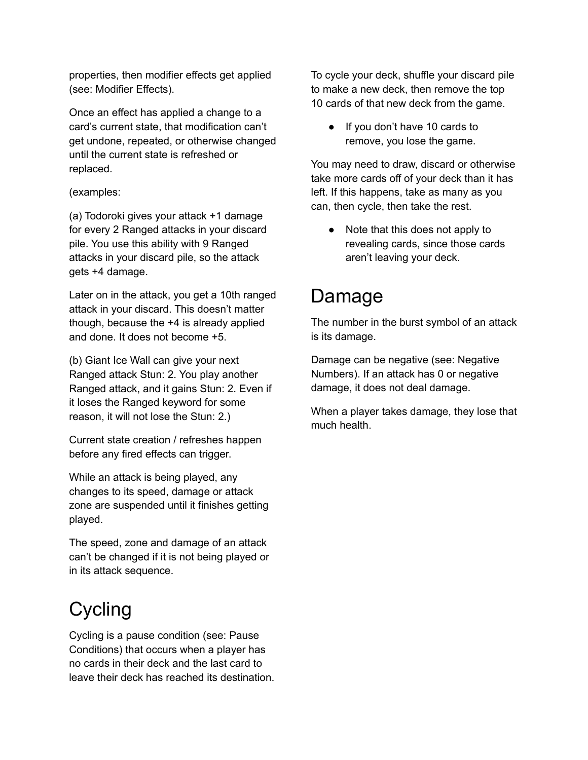properties, then modifier effects get applied (see: Modifier Effects).

Once an effect has applied a change to a card's current state, that modification can't get undone, repeated, or otherwise changed until the current state is refreshed or replaced.

(examples:

(a) Todoroki gives your attack +1 damage for every 2 Ranged attacks in your discard pile. You use this ability with 9 Ranged attacks in your discard pile, so the attack gets +4 damage.

Later on in the attack, you get a 10th ranged attack in your discard. This doesn't matter though, because the +4 is already applied and done. It does not become +5.

(b) Giant Ice Wall can give your next Ranged attack Stun: 2. You play another Ranged attack, and it gains Stun: 2. Even if it loses the Ranged keyword for some reason, it will not lose the Stun: 2.)

Current state creation / refreshes happen before any fired effects can trigger.

While an attack is being played, any changes to its speed, damage or attack zone are suspended until it finishes getting played.

The speed, zone and damage of an attack can't be changed if it is not being played or in its attack sequence.

# Cycling

Cycling is a pause condition (see: Pause Conditions) that occurs when a player has no cards in their deck and the last card to leave their deck has reached its destination.

To cycle your deck, shuffle your discard pile to make a new deck, then remove the top 10 cards of that new deck from the game.

- If you don't have 10 cards to remove, you lose the game.

You may need to draw, discard or otherwise take more cards off of your deck than it has left. If this happens, take as many as you can, then cycle, then take the rest.

- Note that this does not apply to revealing cards, since those cards aren't leaving your deck.

# Damage

The number in the burst symbol of an attack is its damage.

Damage can be negative (see: Negative Numbers). If an attack has 0 or negative damage, it does not deal damage.

When a player takes damage, they lose that much health.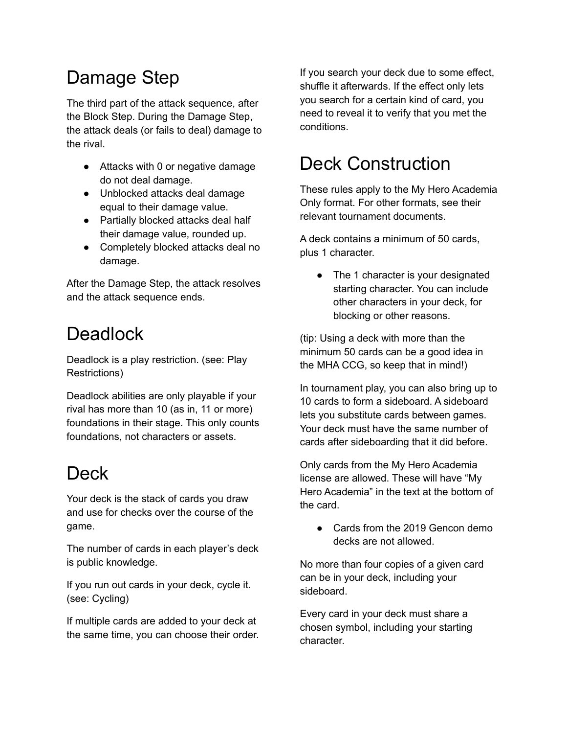# Damage Step

The third part of the attack sequence, after the Block Step. During the Damage Step, the attack deals (or fails to deal) damage to the rival.

- Attacks with 0 or negative damage do not deal damage.
- Unblocked attacks deal damage equal to their damage value.
- Partially blocked attacks deal half their damage value, rounded up.
- Completely blocked attacks deal no damage.

After the Damage Step, the attack resolves and the attack sequence ends.

# Deadlock

Deadlock is a play restriction. (see: Play Restrictions)

Deadlock abilities are only playable if your rival has more than 10 (as in, 11 or more) foundations in their stage. This only counts foundations, not characters or assets.

# Deck

Your deck is the stack of cards you draw and use for checks over the course of the game.

The number of cards in each player's deck is public knowledge.

If you run out cards in your deck, cycle it. (see: Cycling)

If multiple cards are added to your deck at the same time, you can choose their order.

If you search your deck due to some effect, shuffle it afterwards. If the effect only lets you search for a certain kind of card, you need to reveal it to verify that you met the conditions.

# Deck Construction

These rules apply to the My Hero Academia Only format. For other formats, see their relevant tournament documents.

A deck contains a minimum of 50 cards, plus 1 character.

- The 1 character is your designated starting character. You can include other characters in your deck, for blocking or other reasons.

(tip: Using a deck with more than the minimum 50 cards can be a good idea in the MHA CCG, so keep that in mind!)

In tournament play, you can also bring up to 10 cards to form a sideboard. A sideboard lets you substitute cards between games. Your deck must have the same number of cards after sideboarding that it did before.

Only cards from the My Hero Academia license are allowed. These will have "My Hero Academia" in the text at the bottom of the card.

- Cards from the 2019 Gencon demo decks are not allowed.

No more than four copies of a given card can be in your deck, including your sideboard.

Every card in your deck must share a chosen symbol, including your starting character.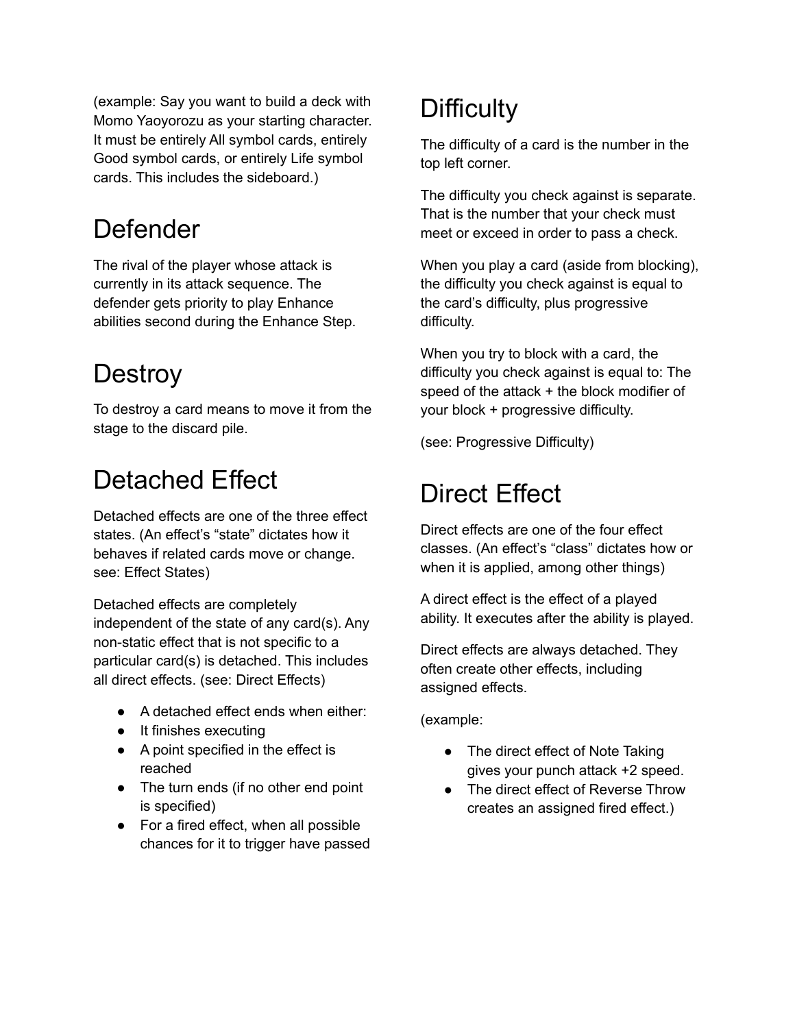(example: Say you want to build a deck with Momo Yaoyorozu as your starting character. It must be entirely All symbol cards, entirely Good symbol cards, or entirely Life symbol cards. This includes the sideboard.)

# Defender

The rival of the player whose attack is currently in its attack sequence. The defender gets priority to play Enhance abilities second during the Enhance Step.

# Destroy

To destroy a card means to move it from the stage to the discard pile.

# Detached Effect

Detached effects are one of the three effect states. (An effect's "state" dictates how it behaves if related cards move or change. see: Effect States)

Detached effects are completely independent of the state of any card(s). Any non-static effect that is not specific to a particular card(s) is detached. This includes all direct effects. (see: Direct Effects)

- A detached effect ends when either:
- It finishes executing
- A point specified in the effect is reached
- The turn ends (if no other end point is specified)
- For a fired effect, when all possible chances for it to trigger have passed

# Difficulty

The difficulty of a card is the number in the top left corner.

The difficulty you check against is separate. That is the number that your check must meet or exceed in order to pass a check.

When you play a card (aside from blocking), the difficulty you check against is equal to the card's difficulty, plus progressive difficulty.

When you try to block with a card, the difficulty you check against is equal to: The speed of the attack + the block modifier of your block + progressive difficulty.

(see: Progressive Difficulty)

# Direct Effect

Direct effects are one of the four effect classes. (An effect's "class" dictates how or when it is applied, among other things)

A direct effect is the effect of a played ability. It executes after the ability is played.

Direct effects are always detached. They often create other effects, including assigned effects.

(example:

- The direct effect of Note Taking gives your punch attack +2 speed.
- The direct effect of Reverse Throw creates an assigned fired effect.)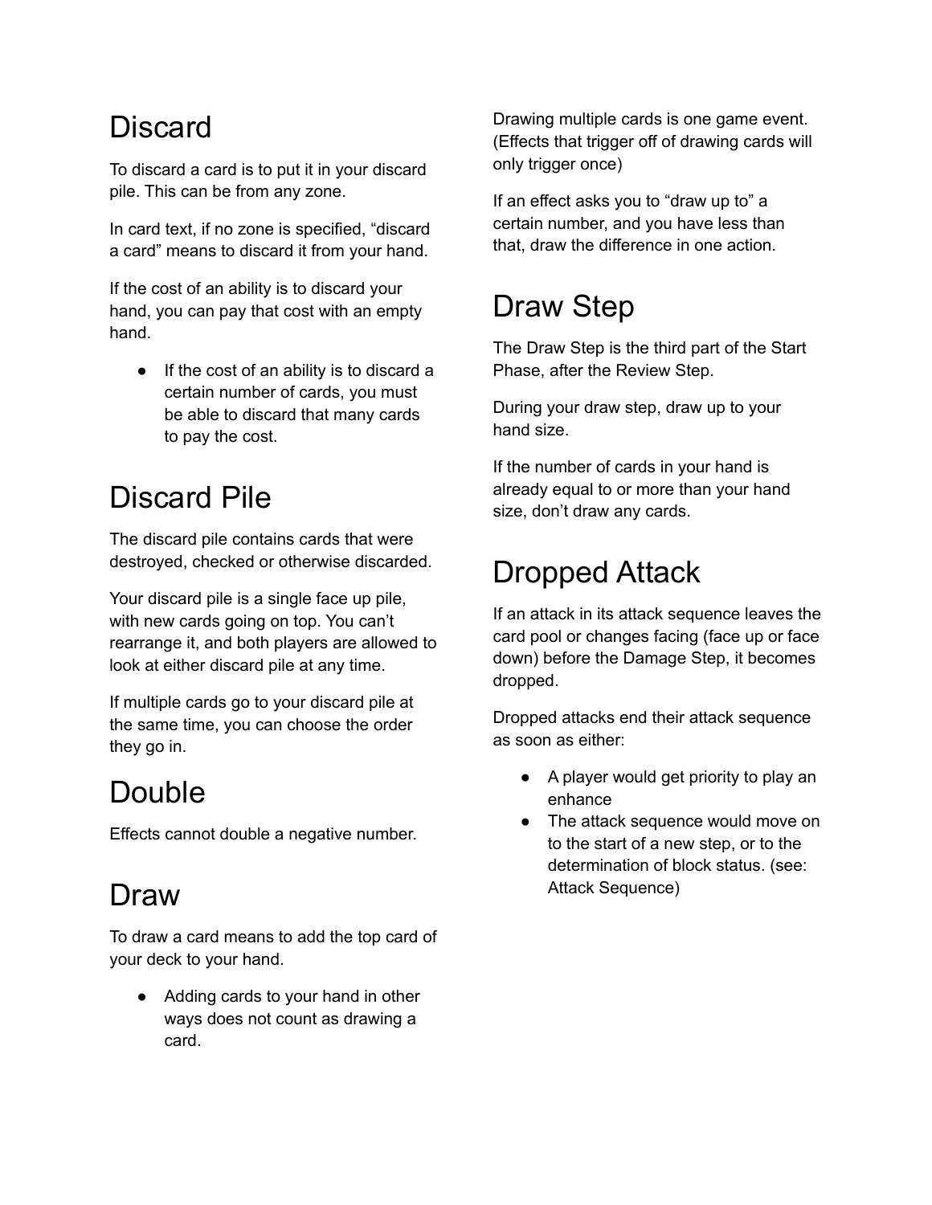# Discard

To discard a card is to put it in your discard pile. This can be from any zone.

In card text, if no zone is specified, “discard a card” means to discard it from your hand.

If the cost of an ability is to discard your hand, you can pay that cost with an empty hand.

- If the cost of an ability is to discard a certain number of cards, you must be able to discard that many cards to pay the cost.

# Discard Pile

The discard pile contains cards that were destroyed, checked or otherwise discarded.

Your discard pile is a single face up pile, with new cards going on top. You can’t rearrange it, and both players are allowed to look at either discard pile at any time.

If multiple cards go to your discard pile at the same time, you can choose the order they go in.

# Double

Effects cannot double a negative number.

# Draw

To draw a card means to add the top card of your deck to your hand.

- Adding cards to your hand in other ways does not count as drawing a card.

Drawing multiple cards is one game event. (Effects that trigger off of drawing cards will only trigger once)

If an effect asks you to “draw up to” a certain number, and you have less than that, draw the difference in one action.

# Draw Step

The Draw Step is the third part of the Start Phase, after the Review Step.

During your draw step, draw up to your hand size.

If the number of cards in your hand is already equal to or more than your hand size, don’t draw any cards.

# Dropped Attack

If an attack in its attack sequence leaves the card pool or changes facing (face up or face down) before the Damage Step, it becomes dropped.

Dropped attacks end their attack sequence as soon as either:

- A player would get priority to play an enhance
- The attack sequence would move on to the start of a new step, or to the determination of block status. (see: Attack Sequence)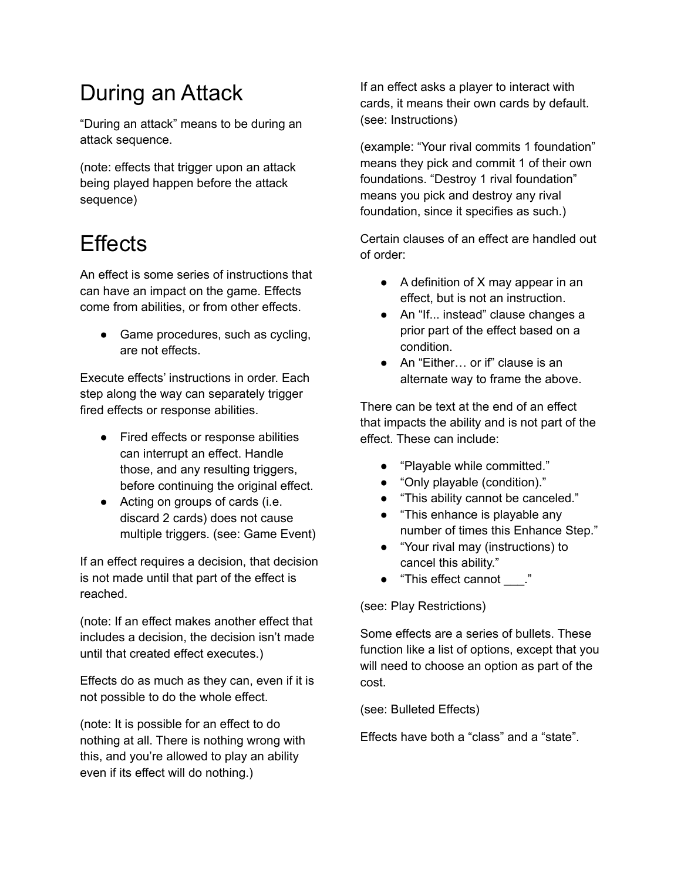# During an Attack

"During an attack" means to be during an attack sequence.

(note: effects that trigger upon an attack being played happen before the attack sequence)

# Effects

An effect is some series of instructions that can have an impact on the game. Effects come from abilities, or from other effects.

- Game procedures, such as cycling, are not effects.

Execute effects' instructions in order. Each step along the way can separately trigger fired effects or response abilities.

- Fired effects or response abilities can interrupt an effect. Handle those, and any resulting triggers, before continuing the original effect.
- Acting on groups of cards (i.e. discard 2 cards) does not cause multiple triggers. (see: Game Event)

If an effect requires a decision, that decision is not made until that part of the effect is reached.

(note: If an effect makes another effect that includes a decision, the decision isn't made until that created effect executes.)

Effects do as much as they can, even if it is not possible to do the whole effect.

(note: It is possible for an effect to do nothing at all. There is nothing wrong with this, and you're allowed to play an ability even if its effect will do nothing.)

If an effect asks a player to interact with cards, it means their own cards by default. (see: Instructions)

(example: "Your rival commits 1 foundation" means they pick and commit 1 of their own foundations. "Destroy 1 rival foundation" means you pick and destroy any rival foundation, since it specifies as such.)

Certain clauses of an effect are handled out of order:

- A definition of X may appear in an effect, but is not an instruction.
- An "If... instead" clause changes a prior part of the effect based on a condition.
- An "Either… or if" clause is an alternate way to frame the above.

There can be text at the end of an effect that impacts the ability and is not part of the effect. These can include:

- "Playable while committed."
- "Only playable (condition)."
- "This ability cannot be canceled."
- "This enhance is playable any number of times this Enhance Step."
- "Your rival may (instructions) to cancel this ability."
- "This effect cannot ___."

(see: Play Restrictions)

Some effects are a series of bullets. These function like a list of options, except that you will need to choose an option as part of the cost.

(see: Bulleted Effects)

Effects have both a "class" and a "state".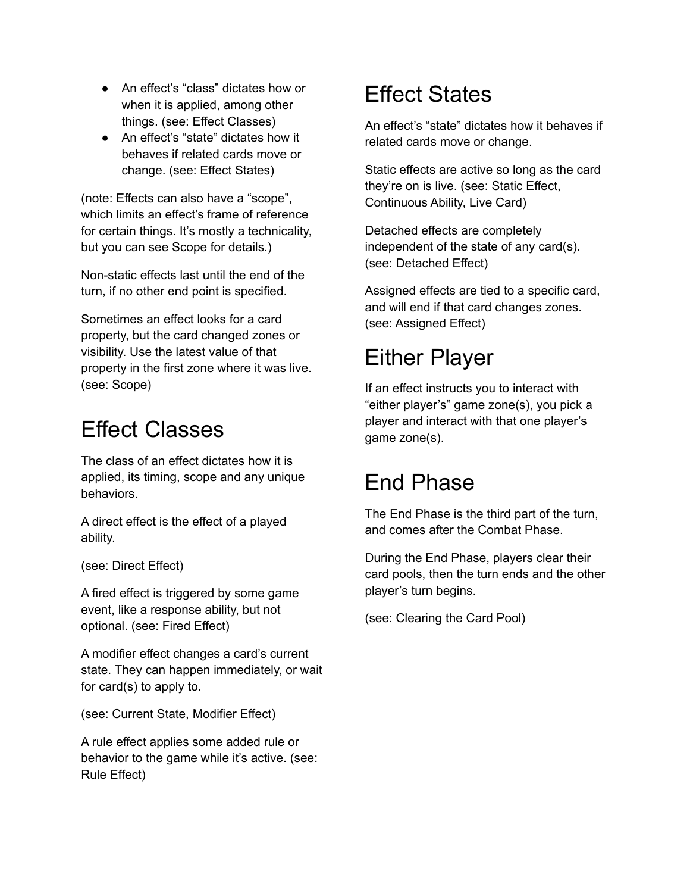- An effect's "class" dictates how or when it is applied, among other things. (see: Effect Classes)
- An effect's "state" dictates how it behaves if related cards move or change. (see: Effect States)

(note: Effects can also have a "scope", which limits an effect's frame of reference for certain things. It's mostly a technicality, but you can see Scope for details.)

Non-static effects last until the end of the turn, if no other end point is specified.

Sometimes an effect looks for a card property, but the card changed zones or visibility. Use the latest value of that property in the first zone where it was live. (see: Scope)

# Effect Classes

The class of an effect dictates how it is applied, its timing, scope and any unique behaviors.

A direct effect is the effect of a played ability.

(see: Direct Effect)

A fired effect is triggered by some game event, like a response ability, but not optional. (see: Fired Effect)

A modifier effect changes a card's current state. They can happen immediately, or wait for card(s) to apply to.

(see: Current State, Modifier Effect)

A rule effect applies some added rule or behavior to the game while it's active. (see: Rule Effect)

# Effect States

An effect's "state" dictates how it behaves if related cards move or change.

Static effects are active so long as the card they're on is live. (see: Static Effect, Continuous Ability, Live Card)

Detached effects are completely independent of the state of any card(s). (see: Detached Effect)

Assigned effects are tied to a specific card, and will end if that card changes zones. (see: Assigned Effect)

# Either Player

If an effect instructs you to interact with "either player's" game zone(s), you pick a player and interact with that one player's game zone(s).

# End Phase

The End Phase is the third part of the turn, and comes after the Combat Phase.

During the End Phase, players clear their card pools, then the turn ends and the other player's turn begins.

(see: Clearing the Card Pool)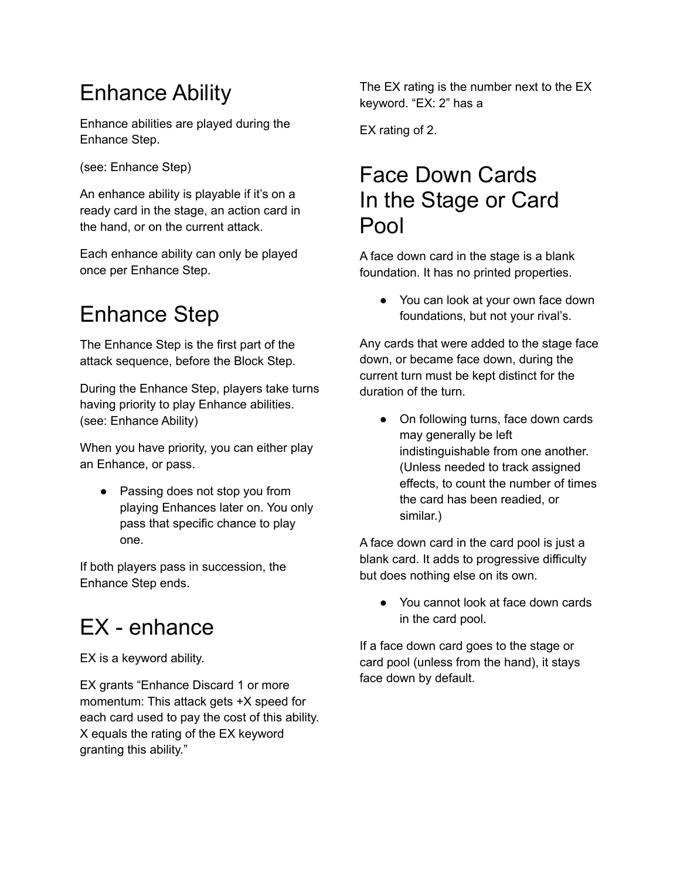# Enhance Ability

Enhance abilities are played during the Enhance Step.

(see: Enhance Step)

An enhance ability is playable if it's on a ready card in the stage, an action card in the hand, or on the current attack.

Each enhance ability can only be played once per Enhance Step.

# Enhance Step

The Enhance Step is the first part of the attack sequence, before the Block Step.

During the Enhance Step, players take turns having priority to play Enhance abilities. (see: Enhance Ability)

When you have priority, you can either play an Enhance, or pass.

- Passing does not stop you from playing Enhances later on. You only pass that specific chance to play one.

If both players pass in succession, the Enhance Step ends.

# EX - enhance

EX is a keyword ability.

EX grants "Enhance Discard 1 or more momentum: This attack gets +X speed for each card used to pay the cost of this ability. X equals the rating of the EX keyword granting this ability."

The EX rating is the number next to the EX keyword. "EX: 2" has a

EX rating of 2.

# Face Down Cards In the Stage or Card Pool

A face down card in the stage is a blank foundation. It has no printed properties.

- You can look at your own face down foundations, but not your rival's.

Any cards that were added to the stage face down, or became face down, during the current turn must be kept distinct for the duration of the turn.

- On following turns, face down cards may generally be left indistinguishable from one another. (Unless needed to track assigned effects, to count the number of times the card has been readied, or similar.)

A face down card in the card pool is just a blank card. It adds to progressive difficulty but does nothing else on its own.

- You cannot look at face down cards in the card pool.

If a face down card goes to the stage or card pool (unless from the hand), it stays face down by default.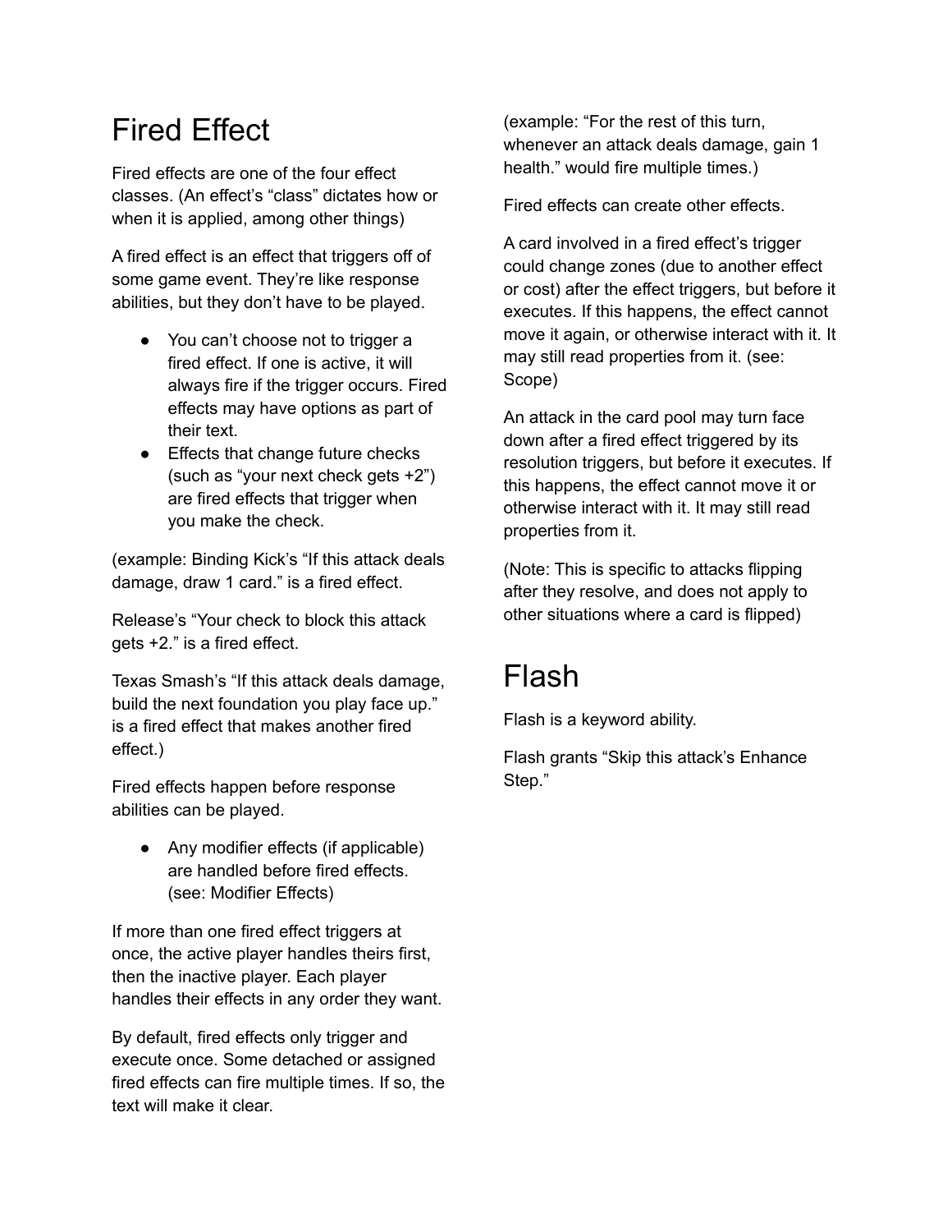# Fired Effect

Fired effects are one of the four effect classes. (An effect's "class" dictates how or when it is applied, among other things)

A fired effect is an effect that triggers off of some game event. They're like response abilities, but they don't have to be played.

- You can't choose not to trigger a fired effect. If one is active, it will always fire if the trigger occurs. Fired effects may have options as part of their text.
- Effects that change future checks (such as "your next check gets +2") are fired effects that trigger when you make the check.

(example: Binding Kick's "If this attack deals damage, draw 1 card." is a fired effect.

Release's "Your check to block this attack gets +2." is a fired effect.

Texas Smash's "If this attack deals damage, build the next foundation you play face up." is a fired effect that makes another fired effect.)

Fired effects happen before response abilities can be played.

- Any modifier effects (if applicable) are handled before fired effects. (see: Modifier Effects)

If more than one fired effect triggers at once, the active player handles theirs first, then the inactive player. Each player handles their effects in any order they want.

By default, fired effects only trigger and execute once. Some detached or assigned fired effects can fire multiple times. If so, the text will make it clear.

(example: "For the rest of this turn, whenever an attack deals damage, gain 1 health." would fire multiple times.)

Fired effects can create other effects.

A card involved in a fired effect's trigger could change zones (due to another effect or cost) after the effect triggers, but before it executes. If this happens, the effect cannot move it again, or otherwise interact with it. It may still read properties from it. (see: Scope)

An attack in the card pool may turn face down after a fired effect triggered by its resolution triggers, but before it executes. If this happens, the effect cannot move it or otherwise interact with it. It may still read properties from it.

(Note: This is specific to attacks flipping after they resolve, and does not apply to other situations where a card is flipped)

# Flash

Flash is a keyword ability.

Flash grants "Skip this attack's Enhance Step."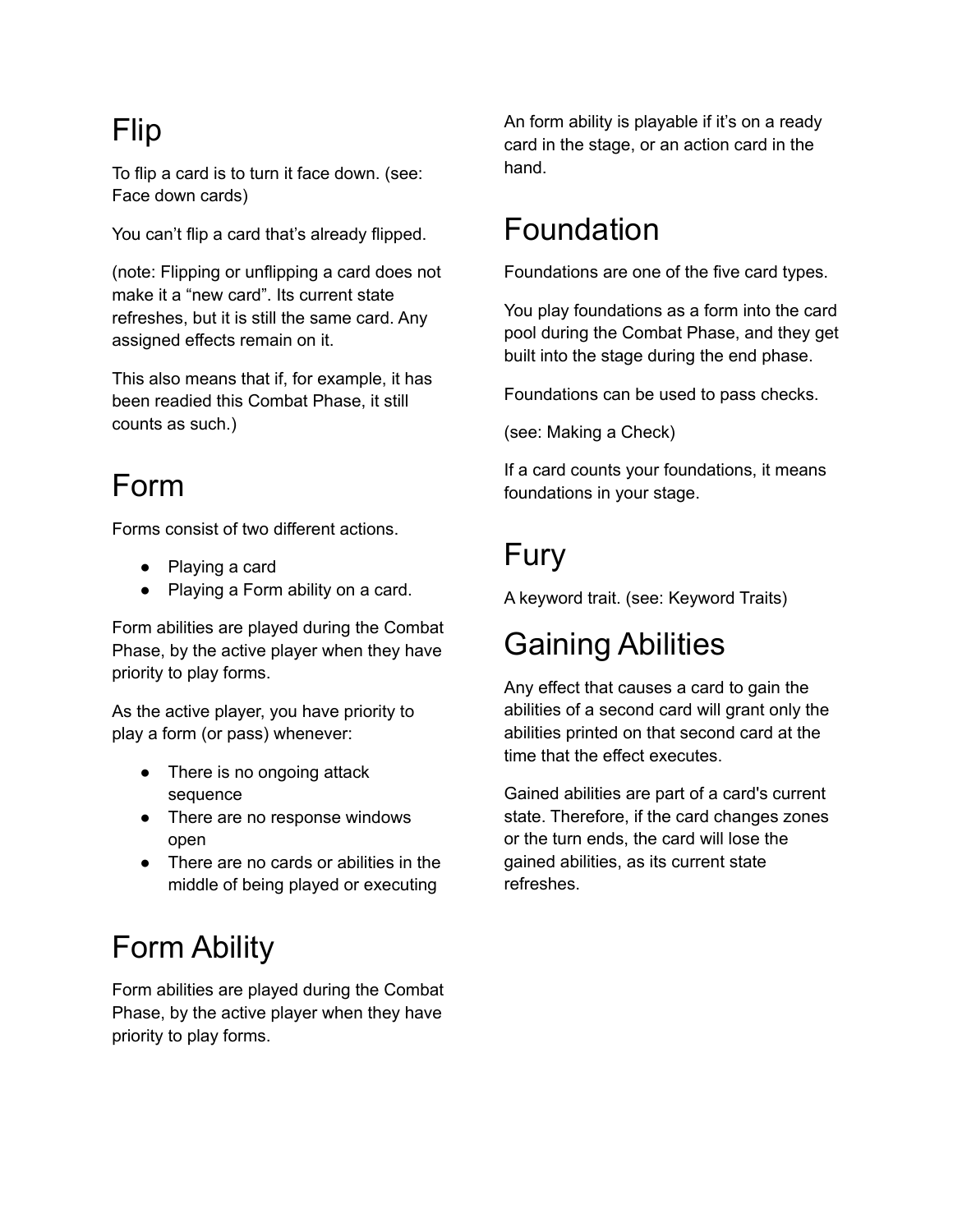# Flip

To flip a card is to turn it face down. (see: Face down cards)

You can't flip a card that's already flipped.

(note: Flipping or unflipping a card does not make it a "new card". Its current state refreshes, but it is still the same card. Any assigned effects remain on it.

This also means that if, for example, it has been readied this Combat Phase, it still counts as such.)

# Form

Forms consist of two different actions.

- Playing a card
- Playing a Form ability on a card.

Form abilities are played during the Combat Phase, by the active player when they have priority to play forms.

As the active player, you have priority to play a form (or pass) whenever:

- There is no ongoing attack sequence
- There are no response windows open
- There are no cards or abilities in the middle of being played or executing

# Form Ability

Form abilities are played during the Combat Phase, by the active player when they have priority to play forms.

An form ability is playable if it's on a ready card in the stage, or an action card in the hand.

# Foundation

Foundations are one of the five card types.

You play foundations as a form into the card pool during the Combat Phase, and they get built into the stage during the end phase.

Foundations can be used to pass checks.

(see: Making a Check)

If a card counts your foundations, it means foundations in your stage.

# Fury

A keyword trait. (see: Keyword Traits)

# Gaining Abilities

Any effect that causes a card to gain the abilities of a second card will grant only the abilities printed on that second card at the time that the effect executes.

Gained abilities are part of a card's current state. Therefore, if the card changes zones or the turn ends, the card will lose the gained abilities, as its current state refreshes.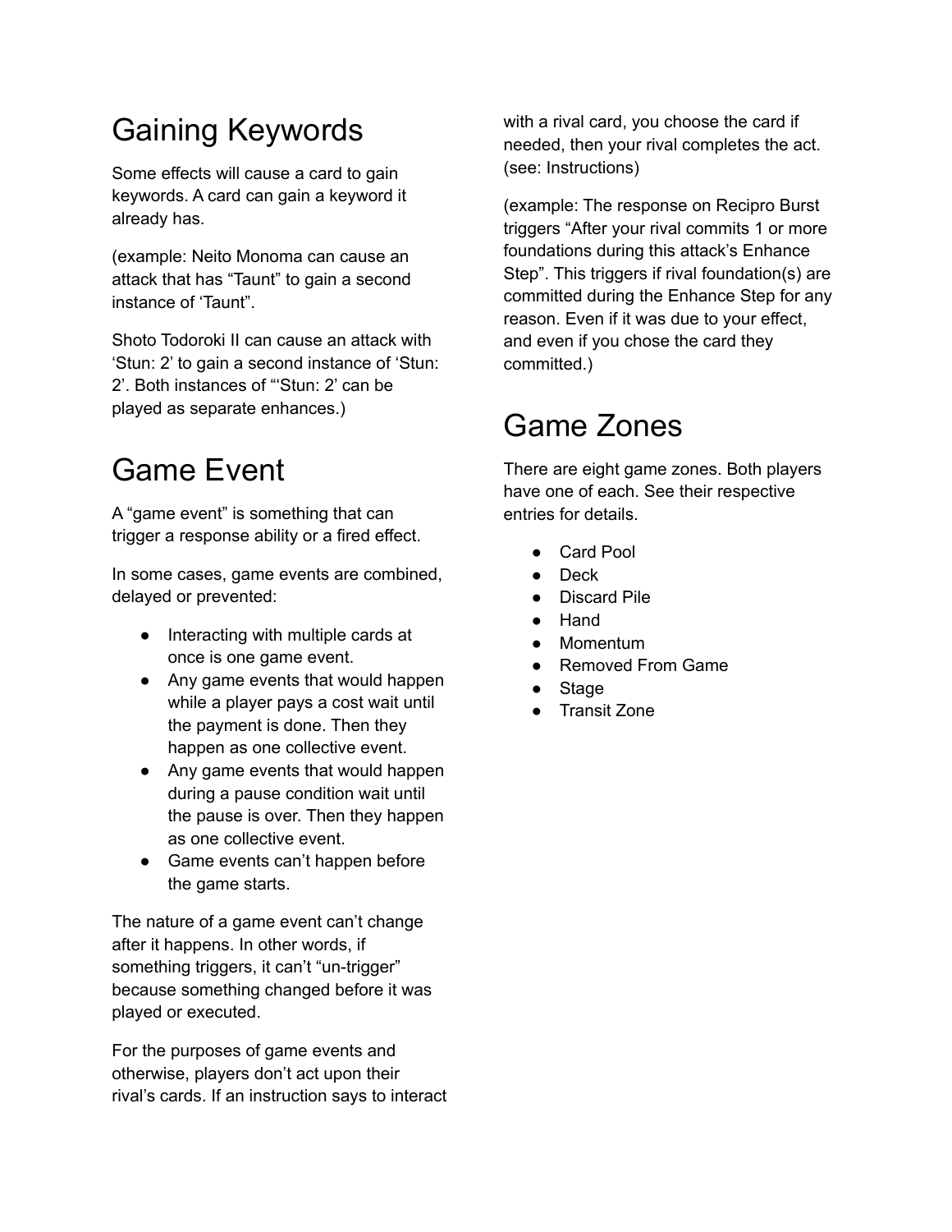# Gaining Keywords

Some effects will cause a card to gain keywords. A card can gain a keyword it already has.

(example: Neito Monoma can cause an attack that has "Taunt" to gain a second instance of 'Taunt".

Shoto Todoroki II can cause an attack with 'Stun: 2' to gain a second instance of 'Stun: 2'. Both instances of "'Stun: 2' can be played as separate enhances.)

# Game Event

A "game event" is something that can trigger a response ability or a fired effect.

In some cases, game events are combined, delayed or prevented:

- Interacting with multiple cards at once is one game event.
- Any game events that would happen while a player pays a cost wait until the payment is done. Then they happen as one collective event.
- Any game events that would happen during a pause condition wait until the pause is over. Then they happen as one collective event.
- Game events can't happen before the game starts.

The nature of a game event can't change after it happens. In other words, if something triggers, it can't "un-trigger" because something changed before it was played or executed.

For the purposes of game events and otherwise, players don't act upon their rival's cards. If an instruction says to interact with a rival card, you choose the card if needed, then your rival completes the act. (see: Instructions)

(example: The response on Recipro Burst triggers "After your rival commits 1 or more foundations during this attack's Enhance Step". This triggers if rival foundation(s) are committed during the Enhance Step for any reason. Even if it was due to your effect, and even if you chose the card they committed.)

# Game Zones

There are eight game zones. Both players have one of each. See their respective entries for details.

- Card Pool
- Deck
- Discard Pile
- Hand
- Momentum
- Removed From Game
- Stage
- Transit Zone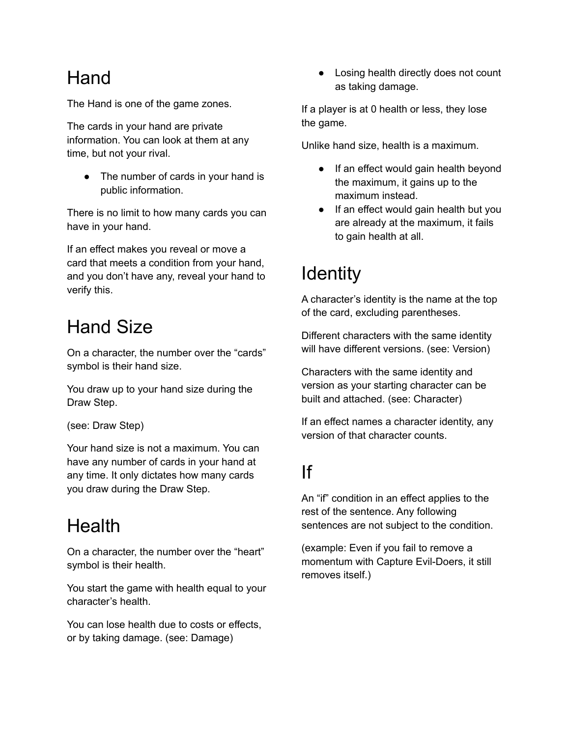# Hand

The Hand is one of the game zones.

The cards in your hand are private information. You can look at them at any time, but not your rival.

- The number of cards in your hand is public information.

There is no limit to how many cards you can have in your hand.

If an effect makes you reveal or move a card that meets a condition from your hand, and you don't have any, reveal your hand to verify this.

# Hand Size

On a character, the number over the "cards" symbol is their hand size.

You draw up to your hand size during the Draw Step.

(see: Draw Step)

Your hand size is not a maximum. You can have any number of cards in your hand at any time. It only dictates how many cards you draw during the Draw Step.

# Health

On a character, the number over the "heart" symbol is their health.

You start the game with health equal to your character's health.

You can lose health due to costs or effects, or by taking damage. (see: Damage)

- Losing health directly does not count as taking damage.

If a player is at 0 health or less, they lose the game.

Unlike hand size, health is a maximum.

- If an effect would gain health beyond the maximum, it gains up to the maximum instead.
- If an effect would gain health but you are already at the maximum, it fails to gain health at all.

# Identity

A character's identity is the name at the top of the card, excluding parentheses.

Different characters with the same identity will have different versions. (see: Version)

Characters with the same identity and version as your starting character can be built and attached. (see: Character)

If an effect names a character identity, any version of that character counts.

# If

An "if" condition in an effect applies to the rest of the sentence. Any following sentences are not subject to the condition.

(example: Even if you fail to remove a momentum with Capture Evil-Doers, it still removes itself.)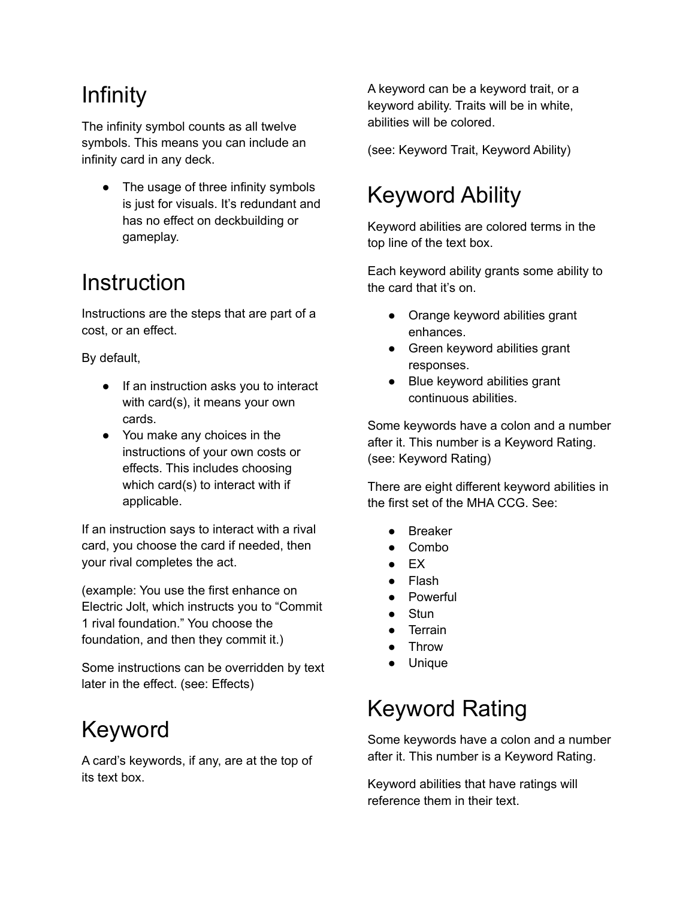# Infinity

The infinity symbol counts as all twelve symbols. This means you can include an infinity card in any deck.

- The usage of three infinity symbols is just for visuals. It's redundant and has no effect on deckbuilding or gameplay.

# Instruction

Instructions are the steps that are part of a cost, or an effect.

By default,

- If an instruction asks you to interact with card(s), it means your own cards.
- You make any choices in the instructions of your own costs or effects. This includes choosing which card(s) to interact with if applicable.

If an instruction says to interact with a rival card, you choose the card if needed, then your rival completes the act.

(example: You use the first enhance on Electric Jolt, which instructs you to "Commit 1 rival foundation." You choose the foundation, and then they commit it.)

Some instructions can be overridden by text later in the effect. (see: Effects)

# Keyword

A card's keywords, if any, are at the top of its text box.

A keyword can be a keyword trait, or a keyword ability. Traits will be in white, abilities will be colored.

(see: Keyword Trait, Keyword Ability)

# Keyword Ability

Keyword abilities are colored terms in the top line of the text box.

Each keyword ability grants some ability to the card that it's on.

- Orange keyword abilities grant enhances.
- Green keyword abilities grant responses.
- Blue keyword abilities grant continuous abilities.

Some keywords have a colon and a number after it. This number is a Keyword Rating. (see: Keyword Rating)

There are eight different keyword abilities in the first set of the MHA CCG. See:

- Breaker
- Combo
- EX
- Flash
- Powerful
- Stun
- Terrain
- Throw
- Unique

# Keyword Rating

Some keywords have a colon and a number after it. This number is a Keyword Rating.

Keyword abilities that have ratings will reference them in their text.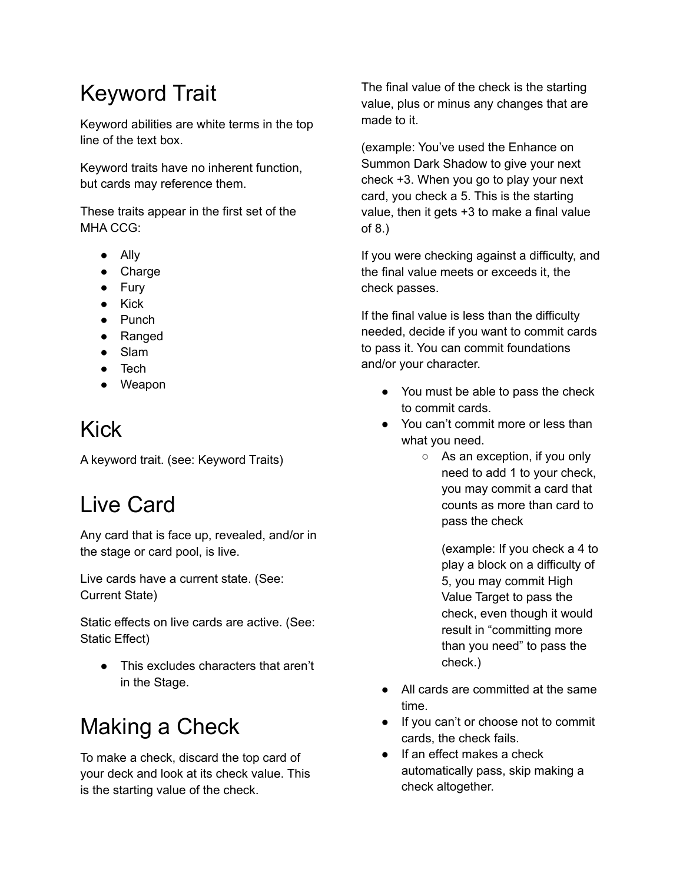# Keyword Trait

Keyword abilities are white terms in the top line of the text box.

Keyword traits have no inherent function, but cards may reference them.

These traits appear in the first set of the MHA CCG:

- Ally
- Charge
- Fury
- Kick
- Punch
- Ranged
- Slam
- Tech
- Weapon

# Kick

A keyword trait. (see: Keyword Traits)

# Live Card

Any card that is face up, revealed, and/or in the stage or card pool, is live.

Live cards have a current state. (See: Current State)

Static effects on live cards are active. (See: Static Effect)

- This excludes characters that aren't in the Stage.

# Making a Check

To make a check, discard the top card of your deck and look at its check value. This is the starting value of the check.

The final value of the check is the starting value, plus or minus any changes that are made to it.

(example: You've used the Enhance on Summon Dark Shadow to give your next check +3. When you go to play your next card, you check a 5. This is the starting value, then it gets +3 to make a final value of 8.)

If you were checking against a difficulty, and the final value meets or exceeds it, the check passes.

If the final value is less than the difficulty needed, decide if you want to commit cards to pass it. You can commit foundations and/or your character.

- You must be able to pass the check to commit cards.
- You can't commit more or less than what you need.
    - As an exception, if you only need to add 1 to your check, you may commit a card that counts as more than card to pass the check

      (example: If you check a 4 to play a block on a difficulty of 5, you may commit High Value Target to pass the check, even though it would result in "committing more than you need" to pass the check.)
- All cards are committed at the same time.
- If you can't or choose not to commit cards, the check fails.
- If an effect makes a check automatically pass, skip making a check altogether.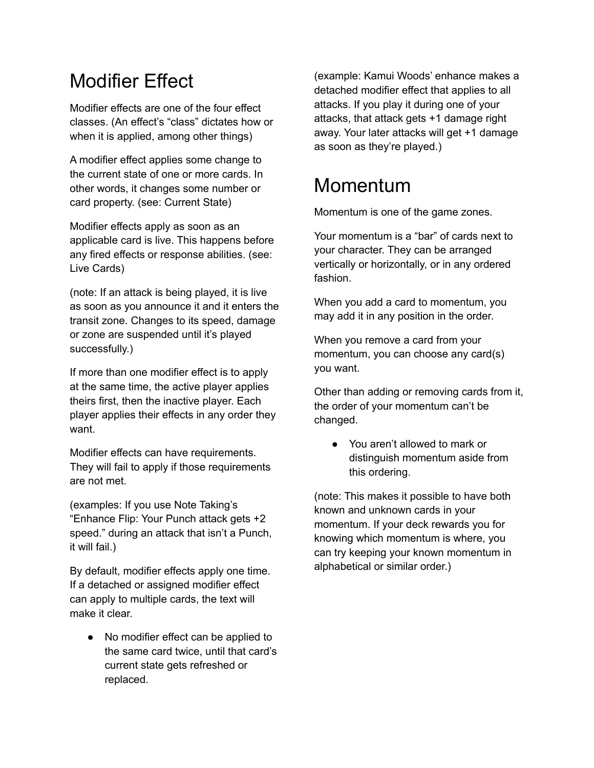# Modifier Effect

Modifier effects are one of the four effect classes. (An effect's "class" dictates how or when it is applied, among other things)

A modifier effect applies some change to the current state of one or more cards. In other words, it changes some number or card property. (see: Current State)

Modifier effects apply as soon as an applicable card is live. This happens before any fired effects or response abilities. (see: Live Cards)

(note: If an attack is being played, it is live as soon as you announce it and it enters the transit zone. Changes to its speed, damage or zone are suspended until it's played successfully.)

If more than one modifier effect is to apply at the same time, the active player applies theirs first, then the inactive player. Each player applies their effects in any order they want.

Modifier effects can have requirements. They will fail to apply if those requirements are not met.

(examples: If you use Note Taking's "Enhance Flip: Your Punch attack gets +2 speed." during an attack that isn't a Punch, it will fail.)

By default, modifier effects apply one time. If a detached or assigned modifier effect can apply to multiple cards, the text will make it clear.

- No modifier effect can be applied to the same card twice, until that card's current state gets refreshed or replaced.

(example: Kamui Woods' enhance makes a detached modifier effect that applies to all attacks. If you play it during one of your attacks, that attack gets +1 damage right away. Your later attacks will get +1 damage as soon as they're played.)

# Momentum

Momentum is one of the game zones.

Your momentum is a "bar" of cards next to your character. They can be arranged vertically or horizontally, or in any ordered fashion.

When you add a card to momentum, you may add it in any position in the order.

When you remove a card from your momentum, you can choose any card(s) you want.

Other than adding or removing cards from it, the order of your momentum can't be changed.

- You aren't allowed to mark or distinguish momentum aside from this ordering.

(note: This makes it possible to have both known and unknown cards in your momentum. If your deck rewards you for knowing which momentum is where, you can try keeping your known momentum in alphabetical or similar order.)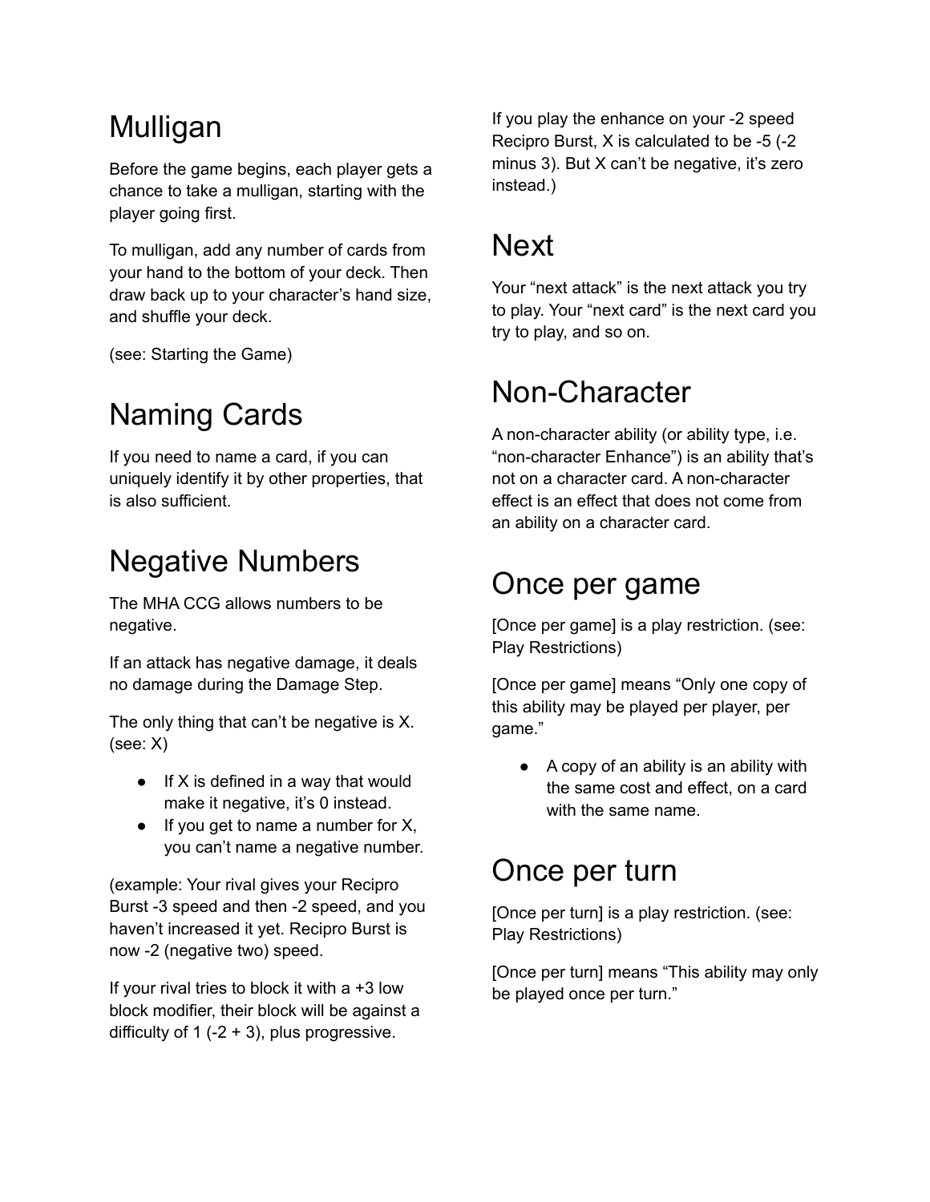# Mulligan

Before the game begins, each player gets a chance to take a mulligan, starting with the player going first.

To mulligan, add any number of cards from your hand to the bottom of your deck. Then draw back up to your character's hand size, and shuffle your deck.

(see: Starting the Game)

# Naming Cards

If you need to name a card, if you can uniquely identify it by other properties, that is also sufficient.

# Negative Numbers

The MHA CCG allows numbers to be negative.

If an attack has negative damage, it deals no damage during the Damage Step.

The only thing that can't be negative is X. (see: X)

- If X is defined in a way that would make it negative, it's 0 instead.
- If you get to name a number for X, you can't name a negative number.

(example: Your rival gives your Recipro Burst -3 speed and then -2 speed, and you haven't increased it yet. Recipro Burst is now -2 (negative two) speed.

If your rival tries to block it with a +3 low block modifier, their block will be against a difficulty of 1 (-2 + 3), plus progressive.

If you play the enhance on your -2 speed Recipro Burst, X is calculated to be -5 (-2 minus 3). But X can't be negative, it's zero instead.)

# Next

Your "next attack" is the next attack you try to play. Your "next card" is the next card you try to play, and so on.

# Non-Character

A non-character ability (or ability type, i.e. "non-character Enhance") is an ability that's not on a character card. A non-character effect is an effect that does not come from an ability on a character card.

# Once per game

[Once per game] is a play restriction. (see: Play Restrictions)

[Once per game] means "Only one copy of this ability may be played per player, per game."

- A copy of an ability is an ability with the same cost and effect, on a card with the same name.

# Once per turn

[Once per turn] is a play restriction. (see: Play Restrictions)

[Once per turn] means "This ability may only be played once per turn."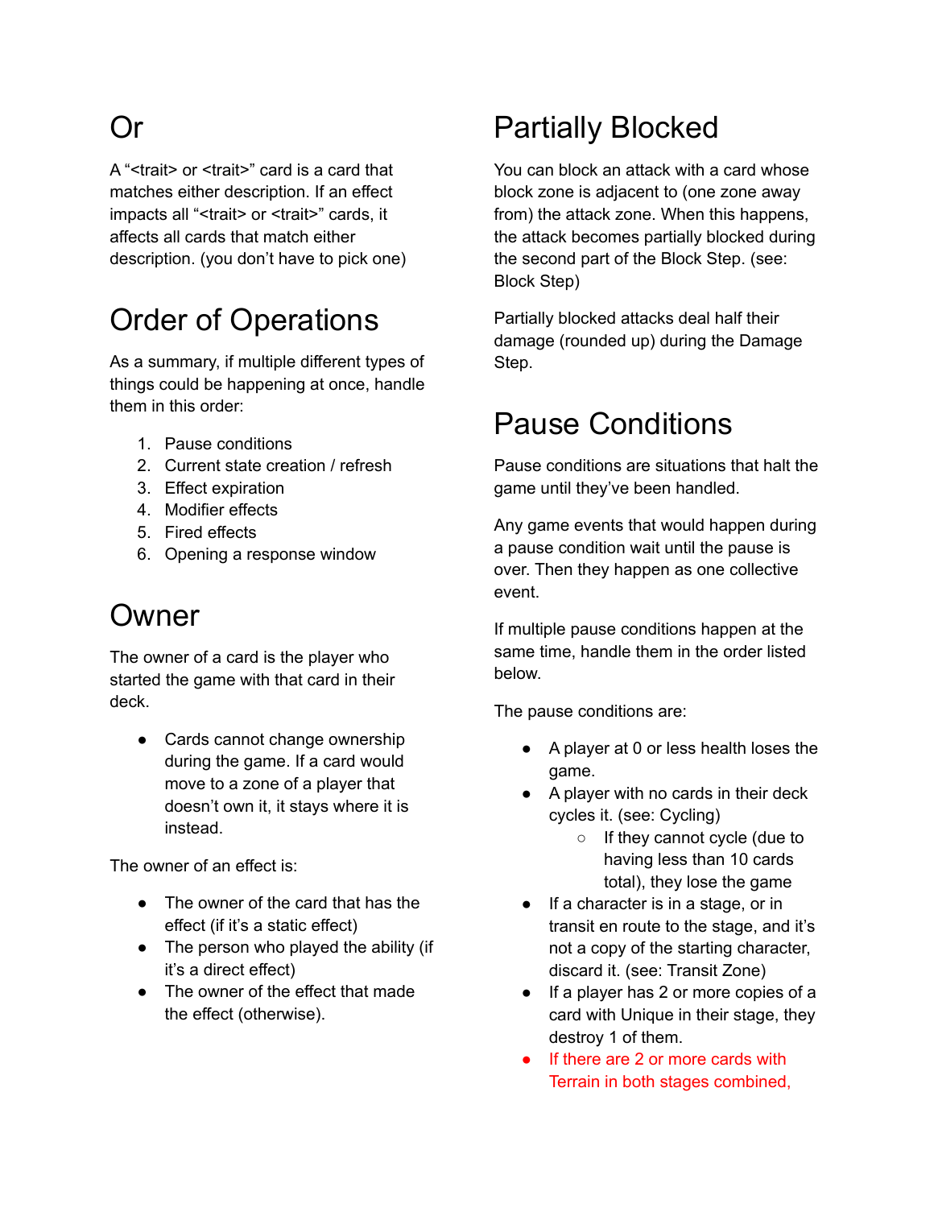# Or

A "<trait> or <trait>" card is a card that matches either description. If an effect impacts all "<trait> or <trait>" cards, it affects all cards that match either description. (you don't have to pick one)

# Order of Operations

As a summary, if multiple different types of things could be happening at once, handle them in this order:

1. Pause conditions
2. Current state creation / refresh
3. Effect expiration
4. Modifier effects
5. Fired effects
6. Opening a response window

# Owner

The owner of a card is the player who started the game with that card in their deck.

- Cards cannot change ownership during the game. If a card would move to a zone of a player that doesn't own it, it stays where it is instead.

The owner of an effect is:

- The owner of the card that has the effect (if it's a static effect)
- The person who played the ability (if it's a direct effect)
- The owner of the effect that made the effect (otherwise).

# Partially Blocked

You can block an attack with a card whose block zone is adjacent to (one zone away from) the attack zone. When this happens, the attack becomes partially blocked during the second part of the Block Step. (see: Block Step)

Partially blocked attacks deal half their damage (rounded up) during the Damage Step.

# Pause Conditions

Pause conditions are situations that halt the game until they've been handled.

Any game events that would happen during a pause condition wait until the pause is over. Then they happen as one collective event.

If multiple pause conditions happen at the same time, handle them in the order listed below.

The pause conditions are:

- A player at 0 or less health loses the game.
- A player with no cards in their deck cycles it. (see: Cycling)
  - If they cannot cycle (due to having less than 10 cards total), they lose the game
- If a character is in a stage, or in transit en route to the stage, and it's not a copy of the starting character, discard it. (see: Transit Zone)
- If a player has 2 or more copies of a card with Unique in their stage, they destroy 1 of them.
- If there are 2 or more cards with Terrain in both stages combined,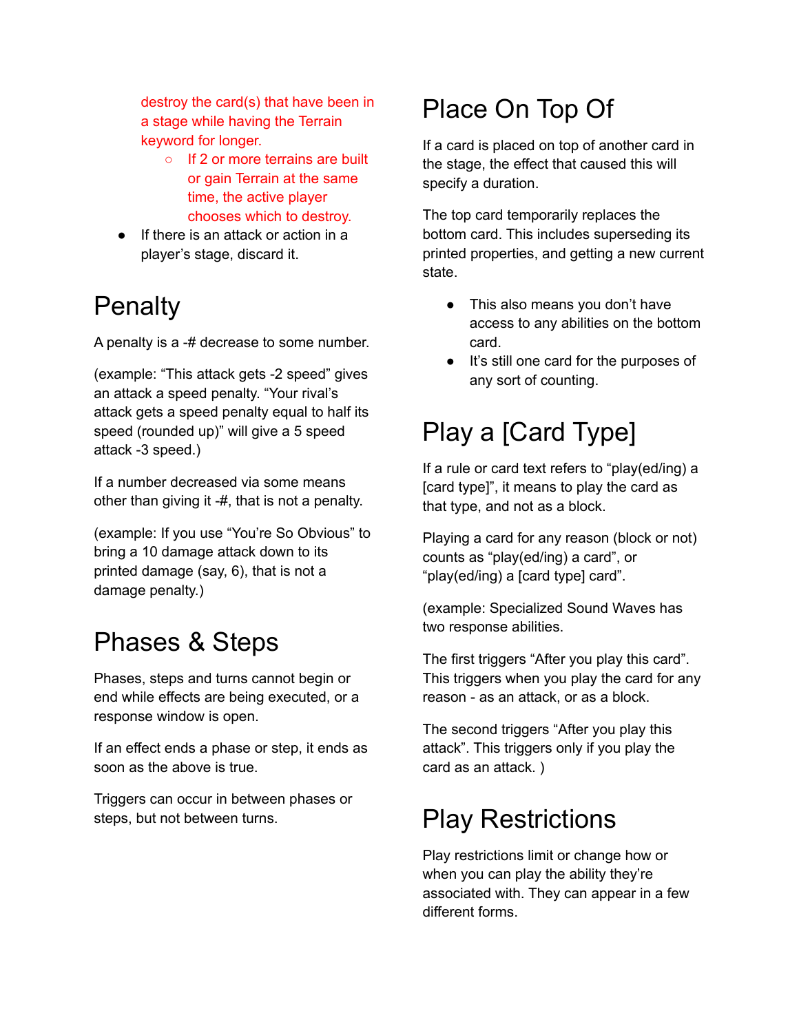destroy the card(s) that have been in a stage while having the Terrain keyword for longer.
    - If 2 or more terrains are built or gain Terrain at the same time, the active player chooses which to destroy.
- If there is an attack or action in a player's stage, discard it.

# Penalty

A penalty is a -# decrease to some number.

(example: "This attack gets -2 speed" gives an attack a speed penalty. "Your rival's attack gets a speed penalty equal to half its speed (rounded up)" will give a 5 speed attack -3 speed.)

If a number decreased via some means other than giving it -#, that is not a penalty.

(example: If you use "You're So Obvious" to bring a 10 damage attack down to its printed damage (say, 6), that is not a damage penalty.)

# Phases & Steps

Phases, steps and turns cannot begin or end while effects are being executed, or a response window is open.

If an effect ends a phase or step, it ends as soon as the above is true.

Triggers can occur in between phases or steps, but not between turns.

# Place On Top Of

If a card is placed on top of another card in the stage, the effect that caused this will specify a duration.

The top card temporarily replaces the bottom card. This includes superseding its printed properties, and getting a new current state.

- This also means you don't have access to any abilities on the bottom card.
- It's still one card for the purposes of any sort of counting.

# Play a [Card Type]

If a rule or card text refers to "play(ed/ing) a [card type]", it means to play the card as that type, and not as a block.

Playing a card for any reason (block or not) counts as "play(ed/ing) a card", or "play(ed/ing) a [card type] card".

(example: Specialized Sound Waves has two response abilities.

The first triggers "After you play this card". This triggers when you play the card for any reason - as an attack, or as a block.

The second triggers "After you play this attack". This triggers only if you play the card as an attack. )

# Play Restrictions

Play restrictions limit or change how or when you can play the ability they're associated with. They can appear in a few different forms.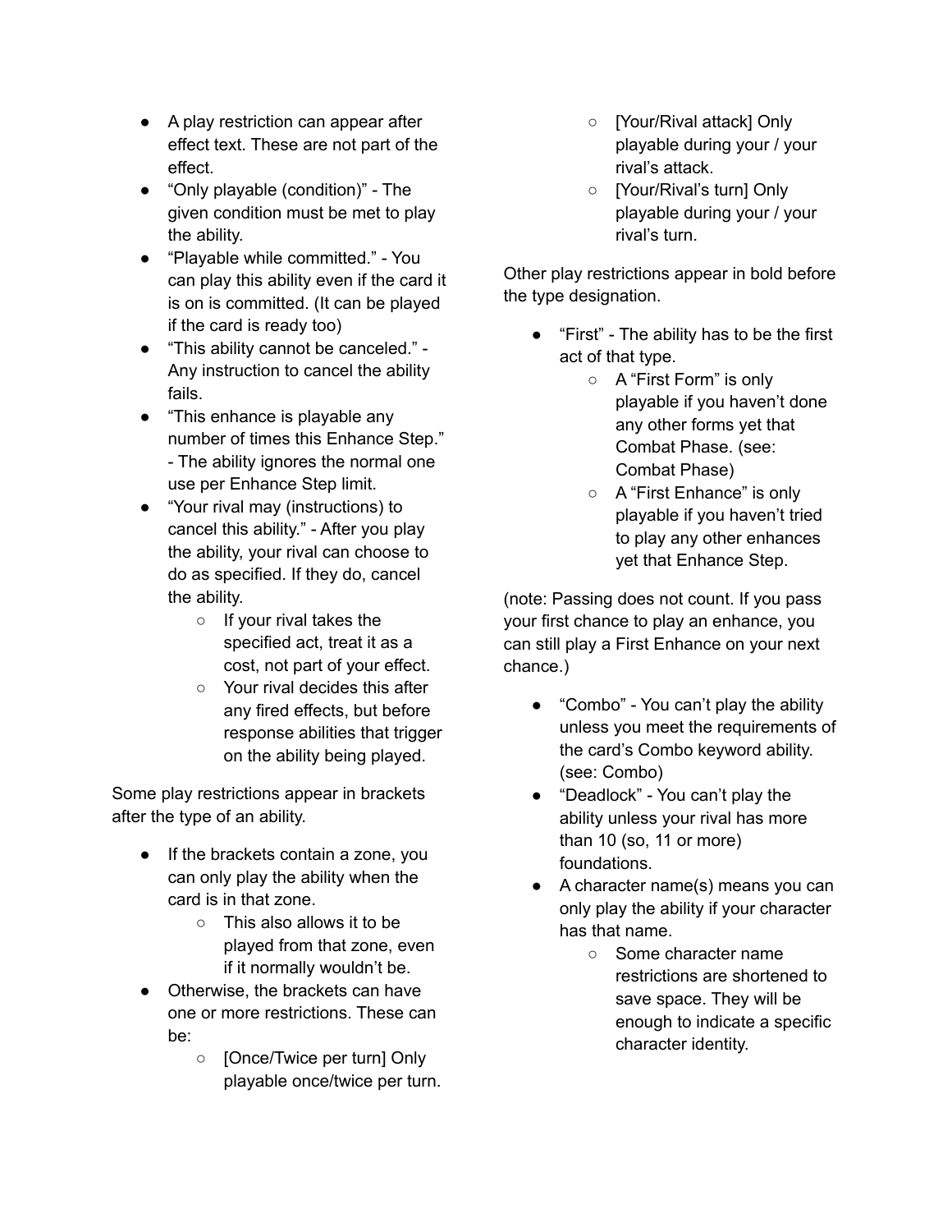- A play restriction can appear after effect text. These are not part of the effect.
- "Only playable (condition)" - The given condition must be met to play the ability.
- "Playable while committed." - You can play this ability even if the card it is on is committed. (It can be played if the card is ready too)
- "This ability cannot be canceled." - Any instruction to cancel the ability fails.
- "This enhance is playable any number of times this Enhance Step." - The ability ignores the normal one use per Enhance Step limit.
- "Your rival may (instructions) to cancel this ability." - After you play the ability, your rival can choose to do as specified. If they do, cancel the ability.
    - If your rival takes the specified act, treat it as a cost, not part of your effect.
    - Your rival decides this after any fired effects, but before response abilities that trigger on the ability being played.

Some play restrictions appear in brackets after the type of an ability.

- If the brackets contain a zone, you can only play the ability when the card is in that zone.
    - This also allows it to be played from that zone, even if it normally wouldn't be.
- Otherwise, the brackets can have one or more restrictions. These can be:
    - [Once/Twice per turn] Only playable once/twice per turn.
    - [Your/Rival attack] Only playable during your / your rival's attack.
    - [Your/Rival's turn] Only playable during your / your rival's turn.

Other play restrictions appear in bold before the type designation.

- "First" - The ability has to be the first act of that type.
    - A "First Form" is only playable if you haven't done any other forms yet that Combat Phase. (see: Combat Phase)
    - A "First Enhance" is only playable if you haven't tried to play any other enhances yet that Enhance Step.

(note: Passing does not count. If you pass your first chance to play an enhance, you can still play a First Enhance on your next chance.)

- "Combo" - You can't play the ability unless you meet the requirements of the card's Combo keyword ability. (see: Combo)
- "Deadlock" - You can't play the ability unless your rival has more than 10 (so, 11 or more) foundations.
- A character name(s) means you can only play the ability if your character has that name.
    - Some character name restrictions are shortened to save space. They will be enough to indicate a specific character identity.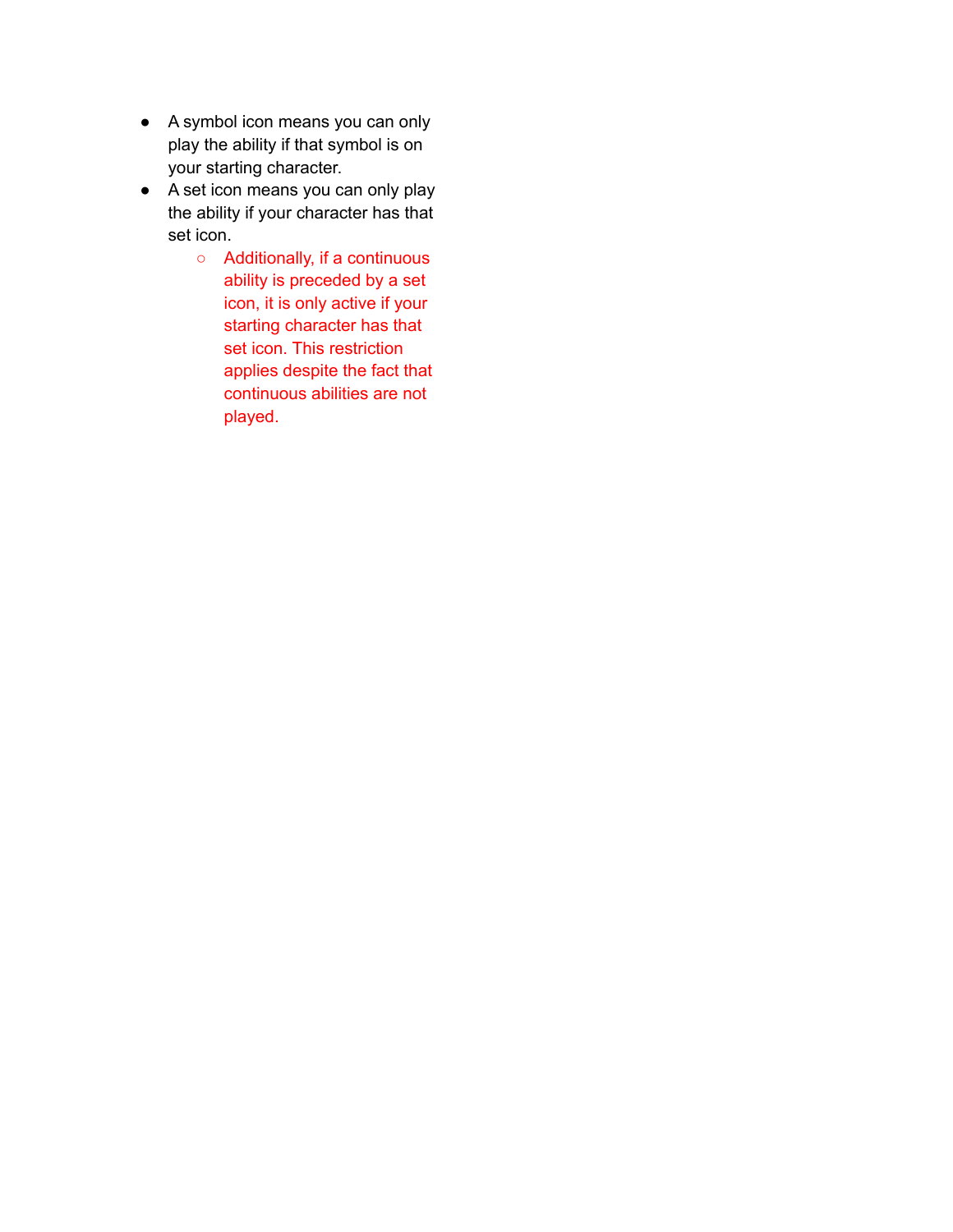- A symbol icon means you can only play the ability if that symbol is on your starting character.
- A set icon means you can only play the ability if your character has that set icon.
  - Additionally, if a continuous ability is preceded by a set icon, it is only active if your starting character has that set icon. This restriction applies despite the fact that continuous abilities are not played.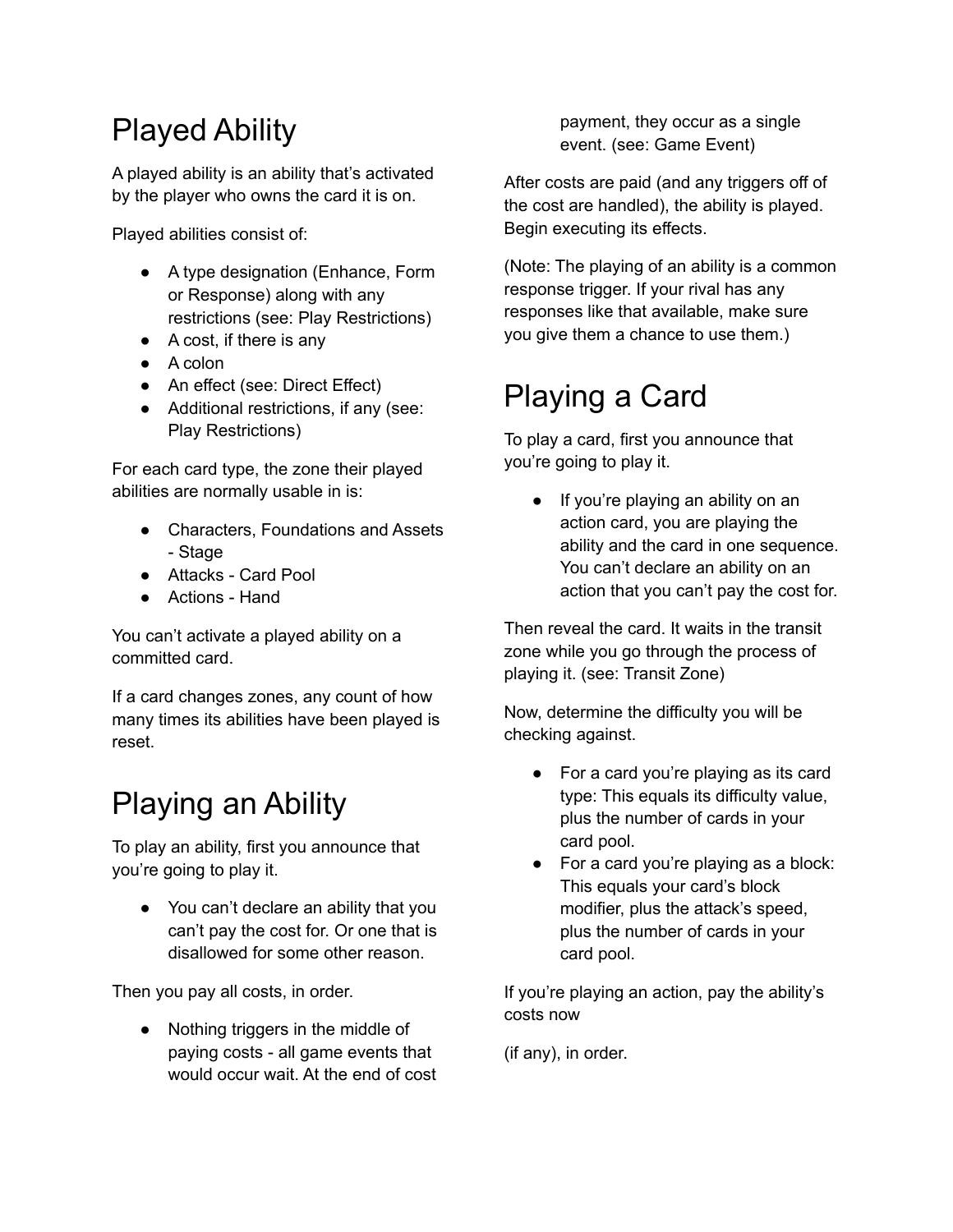# Played Ability

A played ability is an ability that's activated by the player who owns the card it is on.

Played abilities consist of:

- A type designation (Enhance, Form or Response) along with any restrictions (see: Play Restrictions)
- A cost, if there is any
- A colon
- An effect (see: Direct Effect)
- Additional restrictions, if any (see: Play Restrictions)

For each card type, the zone their played abilities are normally usable in is:

- Characters, Foundations and Assets - Stage
- Attacks - Card Pool
- Actions - Hand

You can't activate a played ability on a committed card.

If a card changes zones, any count of how many times its abilities have been played is reset.

# Playing an Ability

To play an ability, first you announce that you're going to play it.

- You can't declare an ability that you can't pay the cost for. Or one that is disallowed for some other reason.

Then you pay all costs, in order.

- Nothing triggers in the middle of paying costs - all game events that would occur wait. At the end of cost payment, they occur as a single event. (see: Game Event)

After costs are paid (and any triggers off of the cost are handled), the ability is played. Begin executing its effects.

(Note: The playing of an ability is a common response trigger. If your rival has any responses like that available, make sure you give them a chance to use them.)

# Playing a Card

To play a card, first you announce that you're going to play it.

- If you're playing an ability on an action card, you are playing the ability and the card in one sequence. You can't declare an ability on an action that you can't pay the cost for.

Then reveal the card. It waits in the transit zone while you go through the process of playing it. (see: Transit Zone)

Now, determine the difficulty you will be checking against.

- For a card you're playing as its card type: This equals its difficulty value, plus the number of cards in your card pool.
- For a card you're playing as a block: This equals your card's block modifier, plus the attack's speed, plus the number of cards in your card pool.

If you're playing an action, pay the ability's costs now

(if any), in order.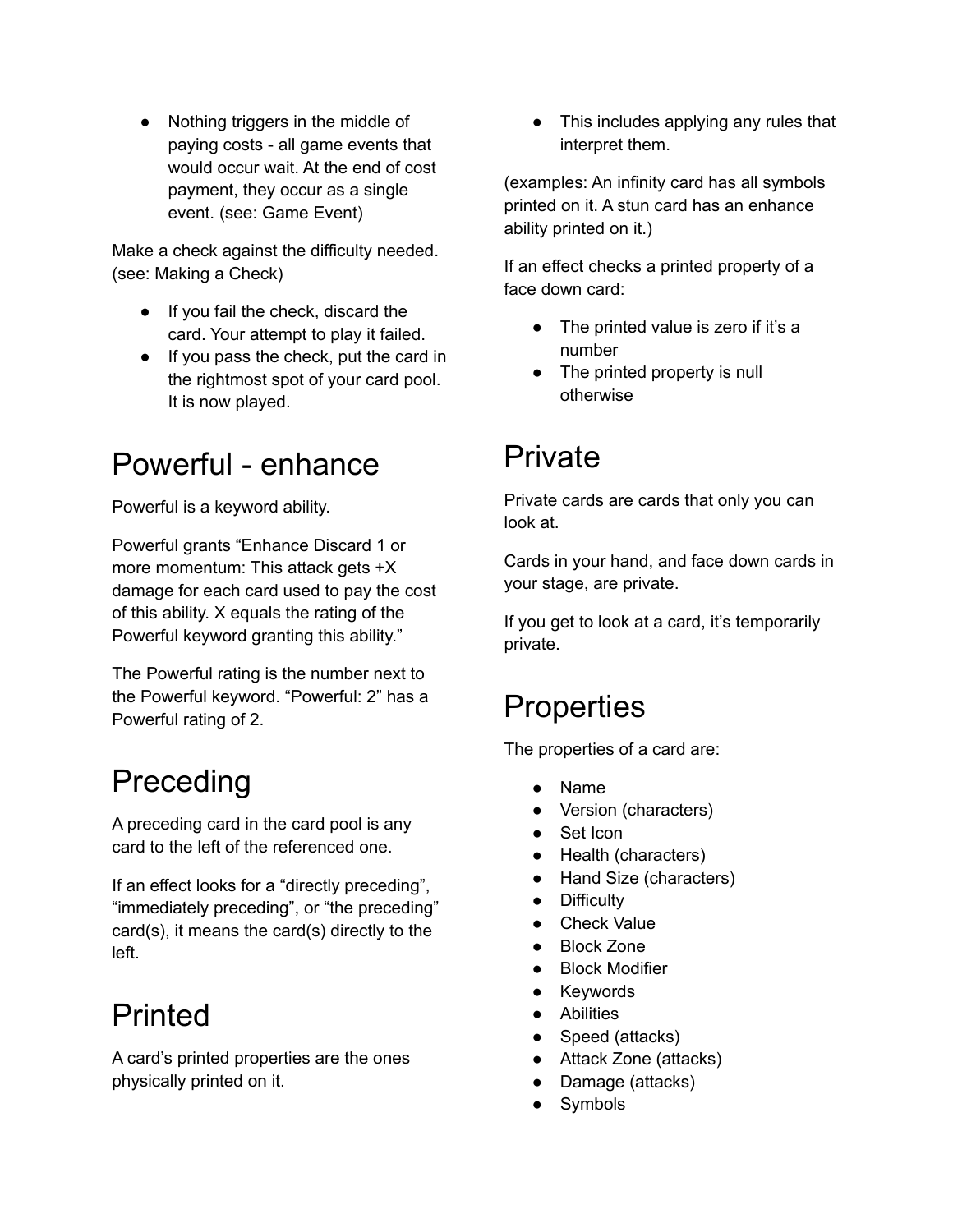- Nothing triggers in the middle of paying costs - all game events that would occur wait. At the end of cost payment, they occur as a single event. (see: Game Event)

Make a check against the difficulty needed. (see: Making a Check)

- If you fail the check, discard the card. Your attempt to play it failed.
- If you pass the check, put the card in the rightmost spot of your card pool. It is now played.

# Powerful - enhance

Powerful is a keyword ability.

Powerful grants "Enhance Discard 1 or more momentum: This attack gets +X damage for each card used to pay the cost of this ability. X equals the rating of the Powerful keyword granting this ability."

The Powerful rating is the number next to the Powerful keyword. "Powerful: 2" has a Powerful rating of 2.

# Preceding

A preceding card in the card pool is any card to the left of the referenced one.

If an effect looks for a "directly preceding", "immediately preceding", or "the preceding" card(s), it means the card(s) directly to the left.

# Printed

A card's printed properties are the ones physically printed on it.

- This includes applying any rules that interpret them.

(examples: An infinity card has all symbols printed on it. A stun card has an enhance ability printed on it.)

If an effect checks a printed property of a face down card:

- The printed value is zero if it's a number
- The printed property is null otherwise

# Private

Private cards are cards that only you can look at.

Cards in your hand, and face down cards in your stage, are private.

If you get to look at a card, it's temporarily private.

# Properties

The properties of a card are:

- Name
- Version (characters)
- Set Icon
- Health (characters)
- Hand Size (characters)
- Difficulty
- Check Value
- Block Zone
- Block Modifier
- Keywords
- Abilities
- Speed (attacks)
- Attack Zone (attacks)
- Damage (attacks)
- Symbols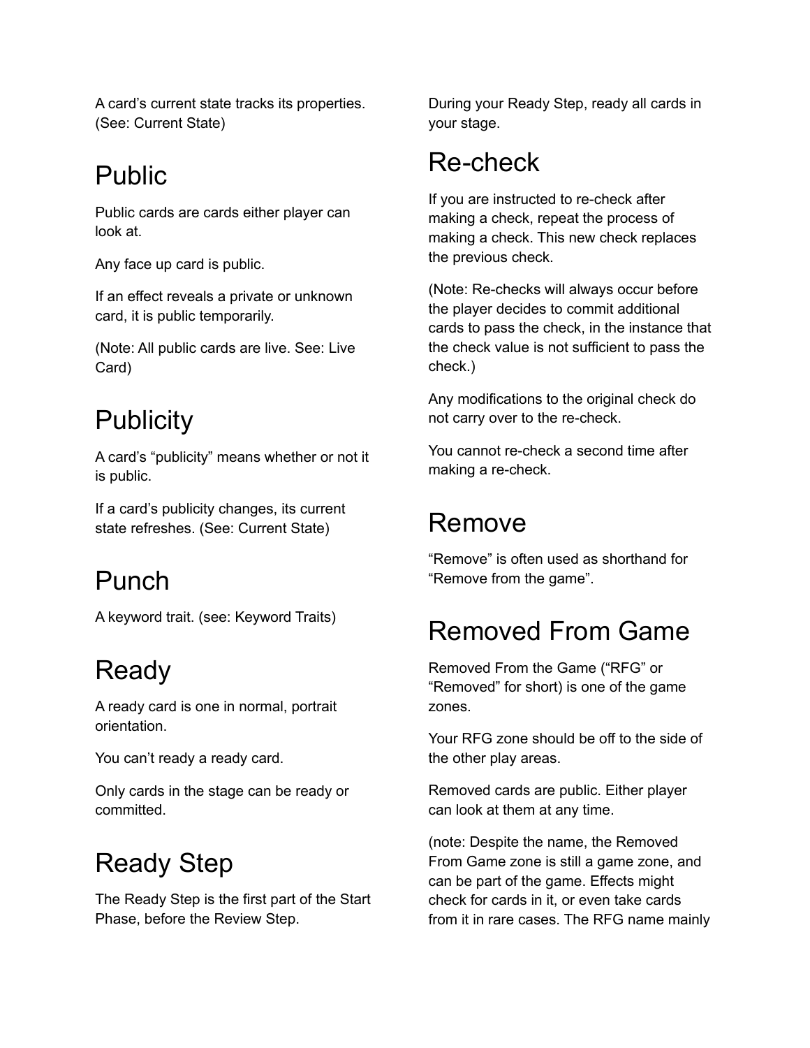A card's current state tracks its properties. (See: Current State)

## Public

Public cards are cards either player can look at.

Any face up card is public.

If an effect reveals a private or unknown card, it is public temporarily.

(Note: All public cards are live. See: Live Card)

## Publicity

A card's "publicity" means whether or not it is public.

If a card's publicity changes, its current state refreshes. (See: Current State)

## Punch

A keyword trait. (see: Keyword Traits)

## Ready

A ready card is one in normal, portrait orientation.

You can't ready a ready card.

Only cards in the stage can be ready or committed.

## Ready Step

The Ready Step is the first part of the Start Phase, before the Review Step.

During your Ready Step, ready all cards in your stage.

## Re-check

If you are instructed to re-check after making a check, repeat the process of making a check. This new check replaces the previous check.

(Note: Re-checks will always occur before the player decides to commit additional cards to pass the check, in the instance that the check value is not sufficient to pass the check.)

Any modifications to the original check do not carry over to the re-check.

You cannot re-check a second time after making a re-check.

## Remove

"Remove" is often used as shorthand for "Remove from the game".

## Removed From Game

Removed From the Game ("RFG" or "Removed" for short) is one of the game zones.

Your RFG zone should be off to the side of the other play areas.

Removed cards are public. Either player can look at them at any time.

(note: Despite the name, the Removed From Game zone is still a game zone, and can be part of the game. Effects might check for cards in it, or even take cards from it in rare cases. The RFG name mainly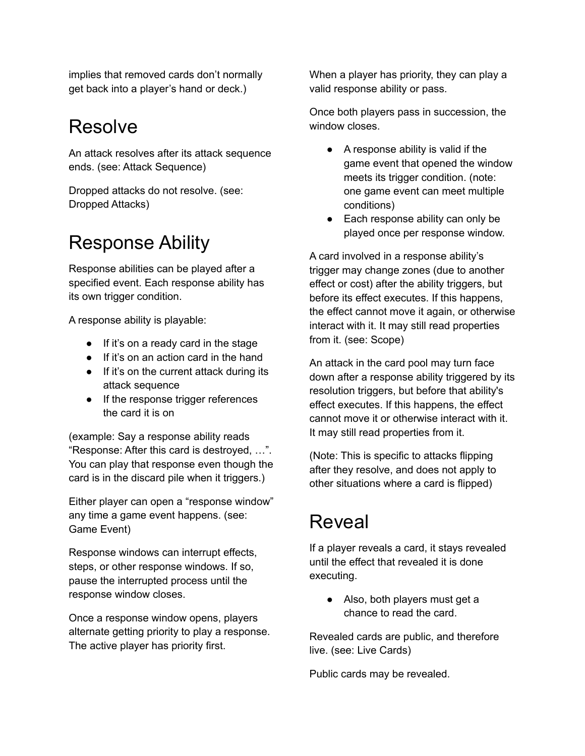implies that removed cards don't normally get back into a player's hand or deck.)

# Resolve

An attack resolves after its attack sequence ends. (see: Attack Sequence)

Dropped attacks do not resolve. (see: Dropped Attacks)

# Response Ability

Response abilities can be played after a specified event. Each response ability has its own trigger condition.

A response ability is playable:

- If it's on a ready card in the stage
- If it's on an action card in the hand
- If it's on the current attack during its attack sequence
- If the response trigger references the card it is on

(example: Say a response ability reads "Response: After this card is destroyed, …". You can play that response even though the card is in the discard pile when it triggers.)

Either player can open a "response window" any time a game event happens. (see: Game Event)

Response windows can interrupt effects, steps, or other response windows. If so, pause the interrupted process until the response window closes.

Once a response window opens, players alternate getting priority to play a response. The active player has priority first.

When a player has priority, they can play a valid response ability or pass.

Once both players pass in succession, the window closes.

- A response ability is valid if the game event that opened the window meets its trigger condition. (note: one game event can meet multiple conditions)
- Each response ability can only be played once per response window.

A card involved in a response ability's trigger may change zones (due to another effect or cost) after the ability triggers, but before its effect executes. If this happens, the effect cannot move it again, or otherwise interact with it. It may still read properties from it. (see: Scope)

An attack in the card pool may turn face down after a response ability triggered by its resolution triggers, but before that ability's effect executes. If this happens, the effect cannot move it or otherwise interact with it. It may still read properties from it.

(Note: This is specific to attacks flipping after they resolve, and does not apply to other situations where a card is flipped)

# Reveal

If a player reveals a card, it stays revealed until the effect that revealed it is done executing.

- Also, both players must get a chance to read the card.

Revealed cards are public, and therefore live. (see: Live Cards)

Public cards may be revealed.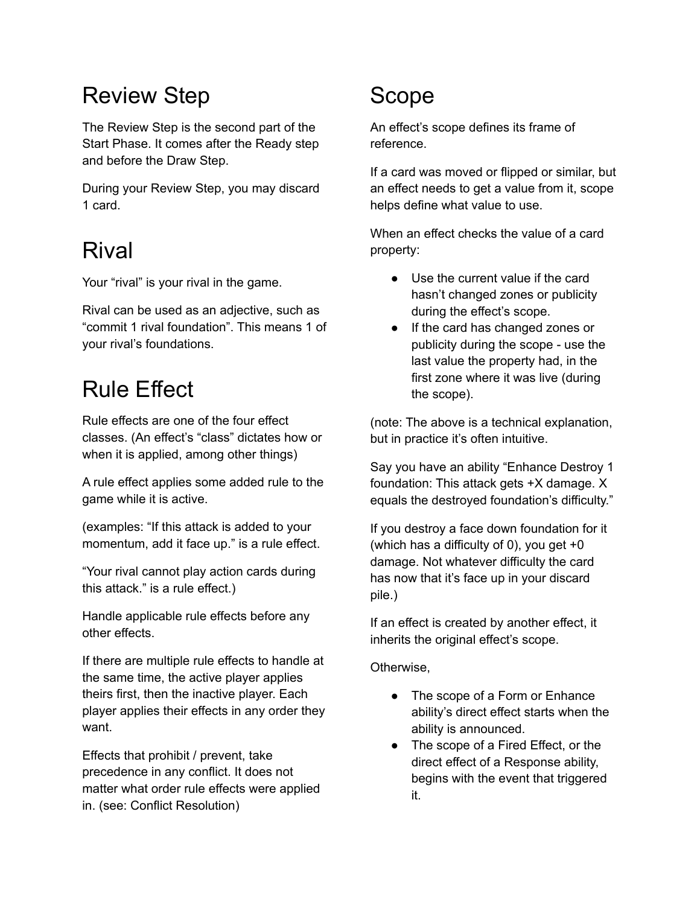# Review Step

The Review Step is the second part of the Start Phase. It comes after the Ready step and before the Draw Step.

During your Review Step, you may discard 1 card.

# Rival

Your "rival" is your rival in the game.

Rival can be used as an adjective, such as "commit 1 rival foundation". This means 1 of your rival's foundations.

# Rule Effect

Rule effects are one of the four effect classes. (An effect's "class" dictates how or when it is applied, among other things)

A rule effect applies some added rule to the game while it is active.

(examples: "If this attack is added to your momentum, add it face up." is a rule effect.

"Your rival cannot play action cards during this attack." is a rule effect.)

Handle applicable rule effects before any other effects.

If there are multiple rule effects to handle at the same time, the active player applies theirs first, then the inactive player. Each player applies their effects in any order they want.

Effects that prohibit / prevent, take precedence in any conflict. It does not matter what order rule effects were applied in. (see: Conflict Resolution)

# Scope

An effect's scope defines its frame of reference.

If a card was moved or flipped or similar, but an effect needs to get a value from it, scope helps define what value to use.

When an effect checks the value of a card property:

- Use the current value if the card hasn't changed zones or publicity during the effect's scope.
- If the card has changed zones or publicity during the scope - use the last value the property had, in the first zone where it was live (during the scope).

(note: The above is a technical explanation, but in practice it's often intuitive.

Say you have an ability "Enhance Destroy 1 foundation: This attack gets +X damage. X equals the destroyed foundation's difficulty."

If you destroy a face down foundation for it (which has a difficulty of 0), you get +0 damage. Not whatever difficulty the card has now that it's face up in your discard pile.)

If an effect is created by another effect, it inherits the original effect's scope.

Otherwise,

- The scope of a Form or Enhance ability's direct effect starts when the ability is announced.
- The scope of a Fired Effect, or the direct effect of a Response ability, begins with the event that triggered it.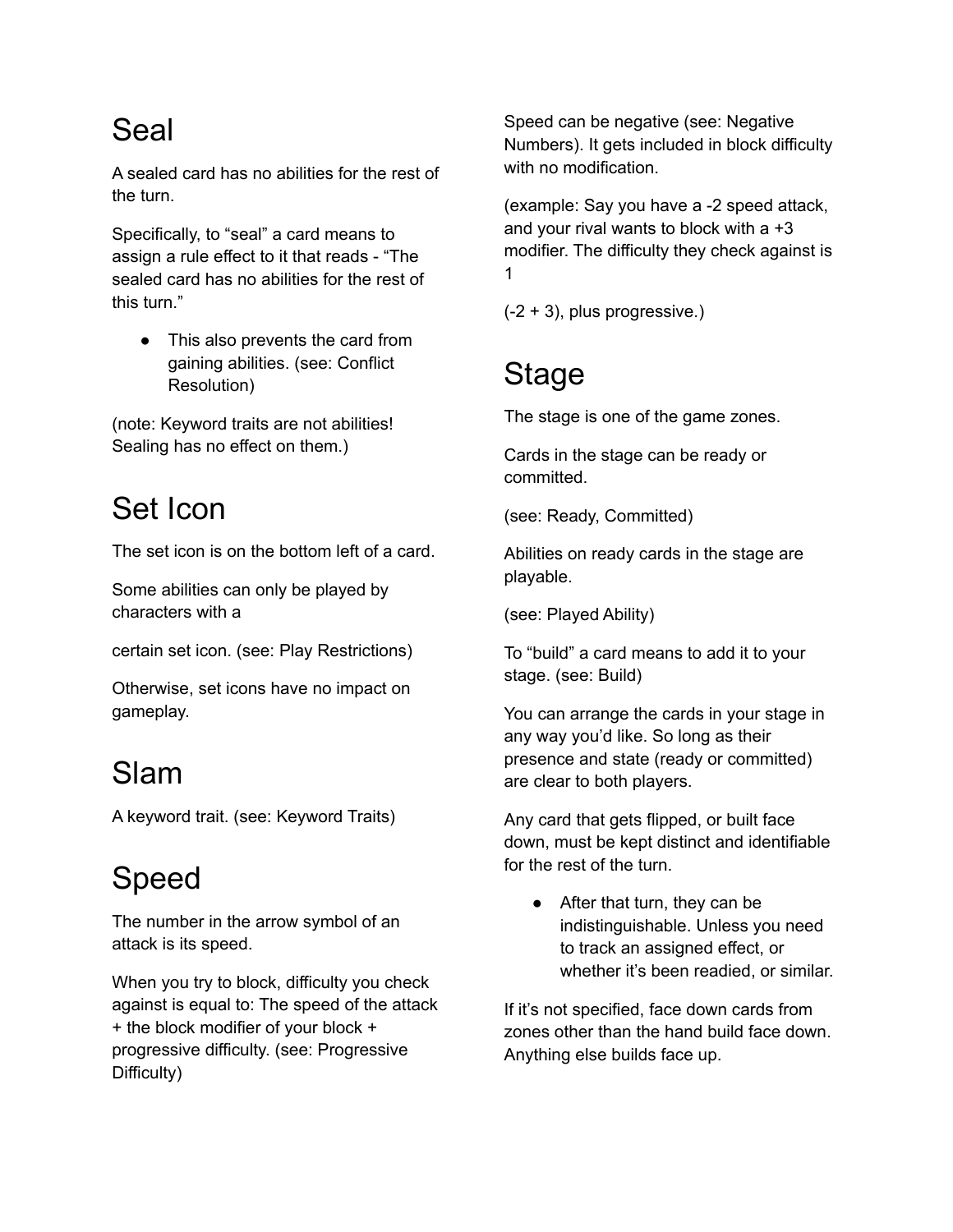# Seal

A sealed card has no abilities for the rest of the turn.

Specifically, to “seal” a card means to assign a rule effect to it that reads - “The sealed card has no abilities for the rest of this turn.”

- This also prevents the card from gaining abilities. (see: Conflict Resolution)

(note: Keyword traits are not abilities! Sealing has no effect on them.)

# Set Icon

The set icon is on the bottom left of a card.

Some abilities can only be played by characters with a

certain set icon. (see: Play Restrictions)

Otherwise, set icons have no impact on gameplay.

# Slam

A keyword trait. (see: Keyword Traits)

# Speed

The number in the arrow symbol of an attack is its speed.

When you try to block, difficulty you check against is equal to: The speed of the attack + the block modifier of your block + progressive difficulty. (see: Progressive Difficulty)

Speed can be negative (see: Negative Numbers). It gets included in block difficulty with no modification.

(example: Say you have a -2 speed attack, and your rival wants to block with a +3 modifier. The difficulty they check against is 1

(-2 + 3), plus progressive.)

# Stage

The stage is one of the game zones.

Cards in the stage can be ready or committed.

(see: Ready, Committed)

Abilities on ready cards in the stage are playable.

(see: Played Ability)

To “build” a card means to add it to your stage. (see: Build)

You can arrange the cards in your stage in any way you’d like. So long as their presence and state (ready or committed) are clear to both players.

Any card that gets flipped, or built face down, must be kept distinct and identifiable for the rest of the turn.

- After that turn, they can be indistinguishable. Unless you need to track an assigned effect, or whether it’s been readied, or similar.

If it’s not specified, face down cards from zones other than the hand build face down. Anything else builds face up.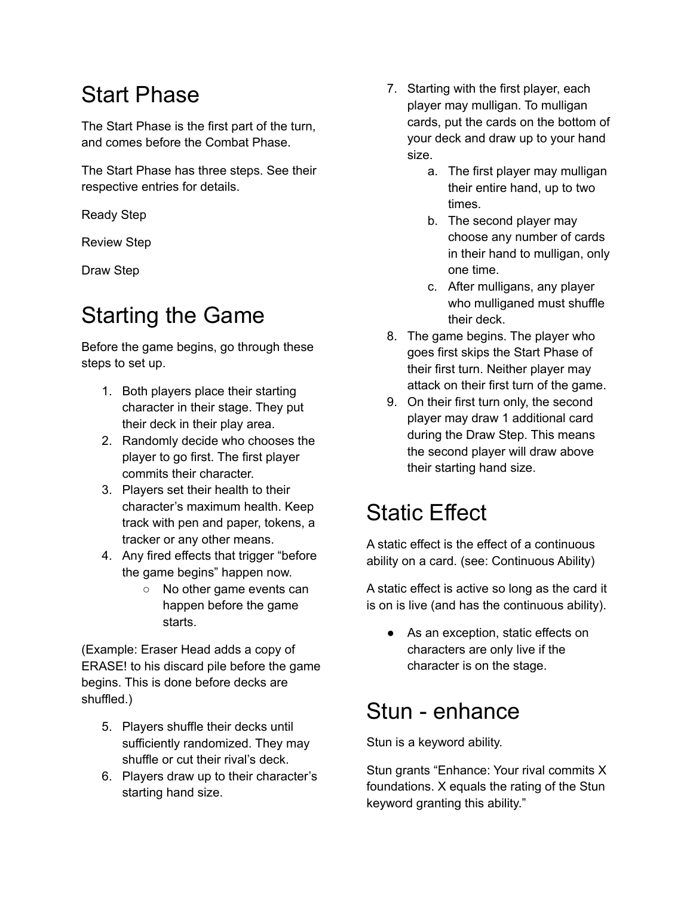# Start Phase

The Start Phase is the first part of the turn, and comes before the Combat Phase.

The Start Phase has three steps. See their respective entries for details.

Ready Step

Review Step

Draw Step

# Starting the Game

Before the game begins, go through these steps to set up.

1. Both players place their starting character in their stage. They put their deck in their play area.
2. Randomly decide who chooses the player to go first. The first player commits their character.
3. Players set their health to their character's maximum health. Keep track with pen and paper, tokens, a tracker or any other means.
4. Any fired effects that trigger "before the game begins" happen now.
   - No other game events can happen before the game starts.

(Example: Eraser Head adds a copy of ERASE! to his discard pile before the game begins. This is done before decks are shuffled.)

5. Players shuffle their decks until sufficiently randomized. They may shuffle or cut their rival's deck.
6. Players draw up to their character's starting hand size.
7. Starting with the first player, each player may mulligan. To mulligan cards, put the cards on the bottom of your deck and draw up to your hand size.
   a. The first player may mulligan their entire hand, up to two times.
   b. The second player may choose any number of cards in their hand to mulligan, only one time.
   c. After mulligans, any player who mulliganed must shuffle their deck.
8. The game begins. The player who goes first skips the Start Phase of their first turn. Neither player may attack on their first turn of the game.
9. On their first turn only, the second player may draw 1 additional card during the Draw Step. This means the second player will draw above their starting hand size.

# Static Effect

A static effect is the effect of a continuous ability on a card. (see: Continuous Ability)

A static effect is active so long as the card it is on is live (and has the continuous ability).

- As an exception, static effects on characters are only live if the character is on the stage.

# Stun - enhance

Stun is a keyword ability.

Stun grants "Enhance: Your rival commits X foundations. X equals the rating of the Stun keyword granting this ability."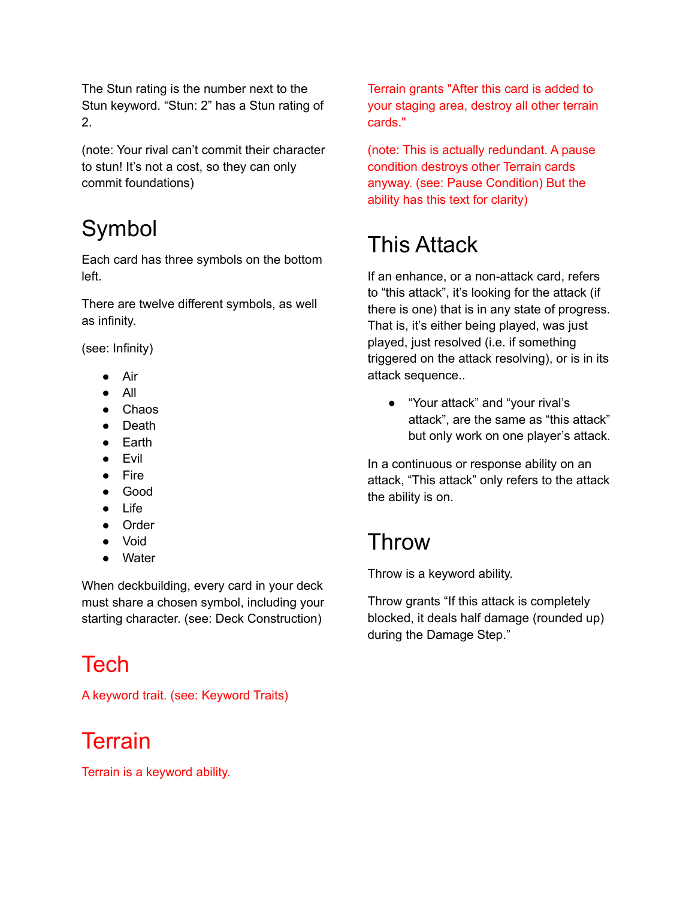The Stun rating is the number next to the Stun keyword. “Stun: 2” has a Stun rating of 2.

(note: Your rival can’t commit their character to stun! It’s not a cost, so they can only commit foundations)

## Symbol

Each card has three symbols on the bottom left.

There are twelve different symbols, as well as infinity.

(see: Infinity)

- Air
- All
- Chaos
- Death
- Earth
- Evil
- Fire
- Good
- Life
- Order
- Void
- Water

When deckbuilding, every card in your deck must share a chosen symbol, including your starting character. (see: Deck Construction)

## Tech

A keyword trait. (see: Keyword Traits)

## Terrain

Terrain is a keyword ability.

Terrain grants "After this card is added to your staging area, destroy all other terrain cards."

(note: This is actually redundant. A pause condition destroys other Terrain cards anyway. (see: Pause Condition) But the ability has this text for clarity)

## This Attack

If an enhance, or a non-attack card, refers to “this attack”, it’s looking for the attack (if there is one) that is in any state of progress. That is, it’s either being played, was just played, just resolved (i.e. if something triggered on the attack resolving), or is in its attack sequence..

- “Your attack” and “your rival’s attack”, are the same as “this attack” but only work on one player’s attack.

In a continuous or response ability on an attack, “This attack” only refers to the attack the ability is on.

## Throw

Throw is a keyword ability.

Throw grants “If this attack is completely blocked, it deals half damage (rounded up) during the Damage Step.”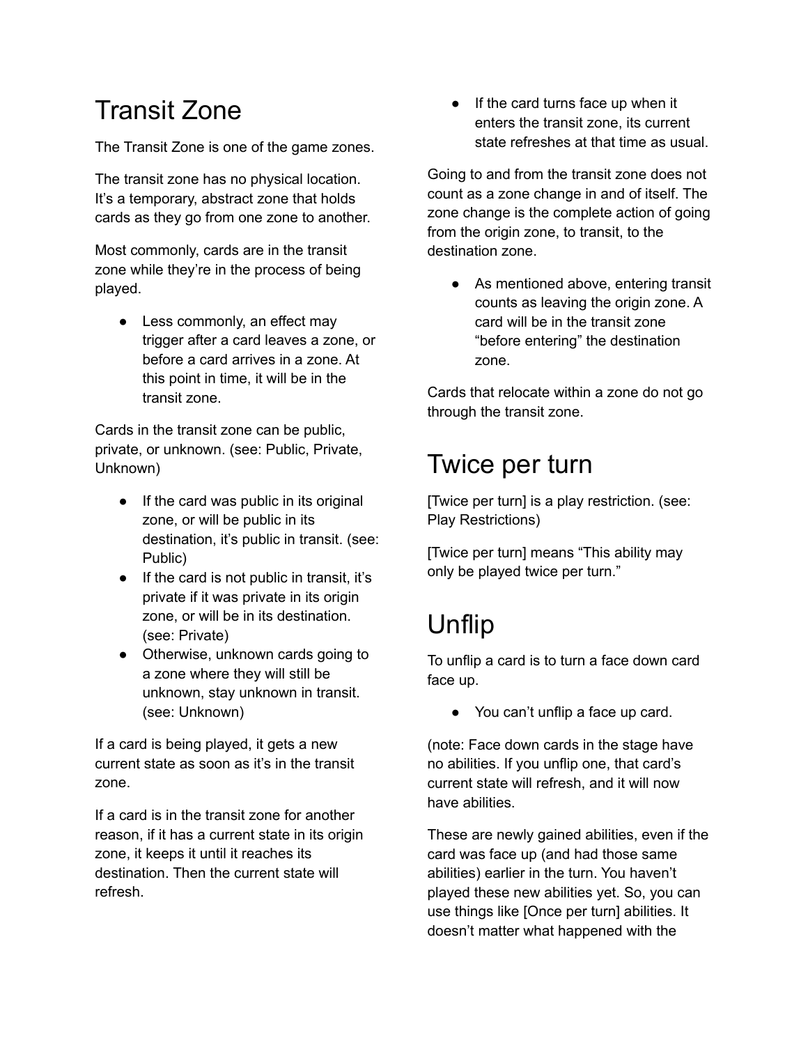# Transit Zone

The Transit Zone is one of the game zones.

The transit zone has no physical location. It's a temporary, abstract zone that holds cards as they go from one zone to another.

Most commonly, cards are in the transit zone while they're in the process of being played.

- Less commonly, an effect may trigger after a card leaves a zone, or before a card arrives in a zone. At this point in time, it will be in the transit zone.

Cards in the transit zone can be public, private, or unknown. (see: Public, Private, Unknown)

- If the card was public in its original zone, or will be public in its destination, it's public in transit. (see: Public)
- If the card is not public in transit, it's private if it was private in its origin zone, or will be in its destination. (see: Private)
- Otherwise, unknown cards going to a zone where they will still be unknown, stay unknown in transit. (see: Unknown)

If a card is being played, it gets a new current state as soon as it's in the transit zone.

If a card is in the transit zone for another reason, if it has a current state in its origin zone, it keeps it until it reaches its destination. Then the current state will refresh.

- If the card turns face up when it enters the transit zone, its current state refreshes at that time as usual.

Going to and from the transit zone does not count as a zone change in and of itself. The zone change is the complete action of going from the origin zone, to transit, to the destination zone.

- As mentioned above, entering transit counts as leaving the origin zone. A card will be in the transit zone "before entering" the destination zone.

Cards that relocate within a zone do not go through the transit zone.

# Twice per turn

[Twice per turn] is a play restriction. (see: Play Restrictions)

[Twice per turn] means "This ability may only be played twice per turn."

# Unflip

To unflip a card is to turn a face down card face up.

- You can't unflip a face up card.

(note: Face down cards in the stage have no abilities. If you unflip one, that card's current state will refresh, and it will now have abilities.

These are newly gained abilities, even if the card was face up (and had those same abilities) earlier in the turn. You haven't played these new abilities yet. So, you can use things like [Once per turn] abilities. It doesn't matter what happened with the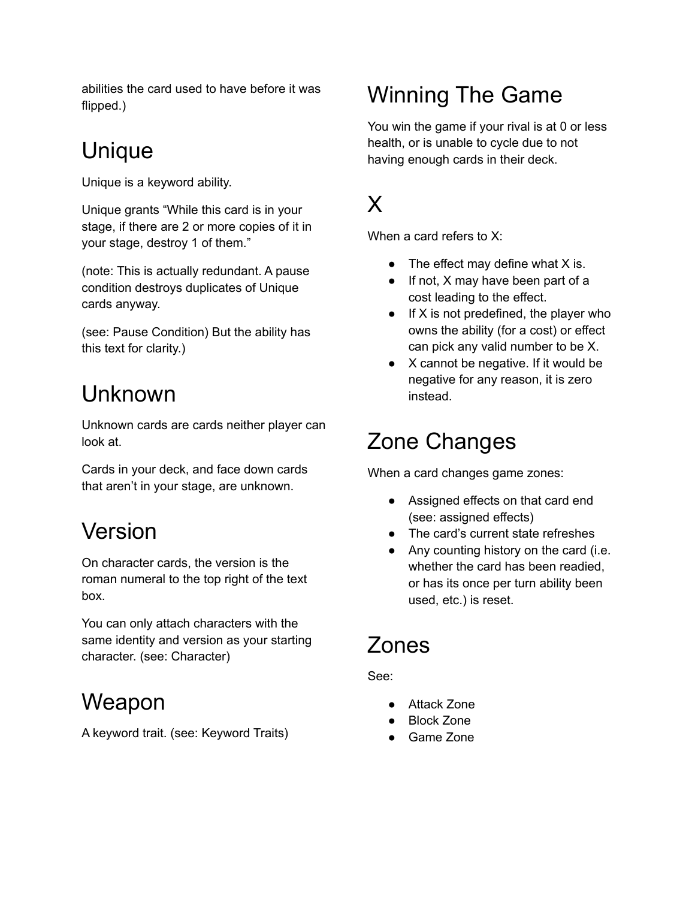abilities the card used to have before it was flipped.)

# Unique

Unique is a keyword ability.

Unique grants “While this card is in your stage, if there are 2 or more copies of it in your stage, destroy 1 of them.”

(note: This is actually redundant. A pause condition destroys duplicates of Unique cards anyway.

(see: Pause Condition) But the ability has this text for clarity.)

# Unknown

Unknown cards are cards neither player can look at.

Cards in your deck, and face down cards that aren’t in your stage, are unknown.

# Version

On character cards, the version is the roman numeral to the top right of the text box.

You can only attach characters with the same identity and version as your starting character. (see: Character)

# Weapon

A keyword trait. (see: Keyword Traits)

# Winning The Game

You win the game if your rival is at 0 or less health, or is unable to cycle due to not having enough cards in their deck.

# X

When a card refers to X:

- The effect may define what X is.
- If not, X may have been part of a cost leading to the effect.
- If X is not predefined, the player who owns the ability (for a cost) or effect can pick any valid number to be X.
- X cannot be negative. If it would be negative for any reason, it is zero instead.

# Zone Changes

When a card changes game zones:

- Assigned effects on that card end (see: assigned effects)
- The card’s current state refreshes
- Any counting history on the card (i.e. whether the card has been readied, or has its once per turn ability been used, etc.) is reset.

# Zones

See:

- Attack Zone
- Block Zone
- Game Zone